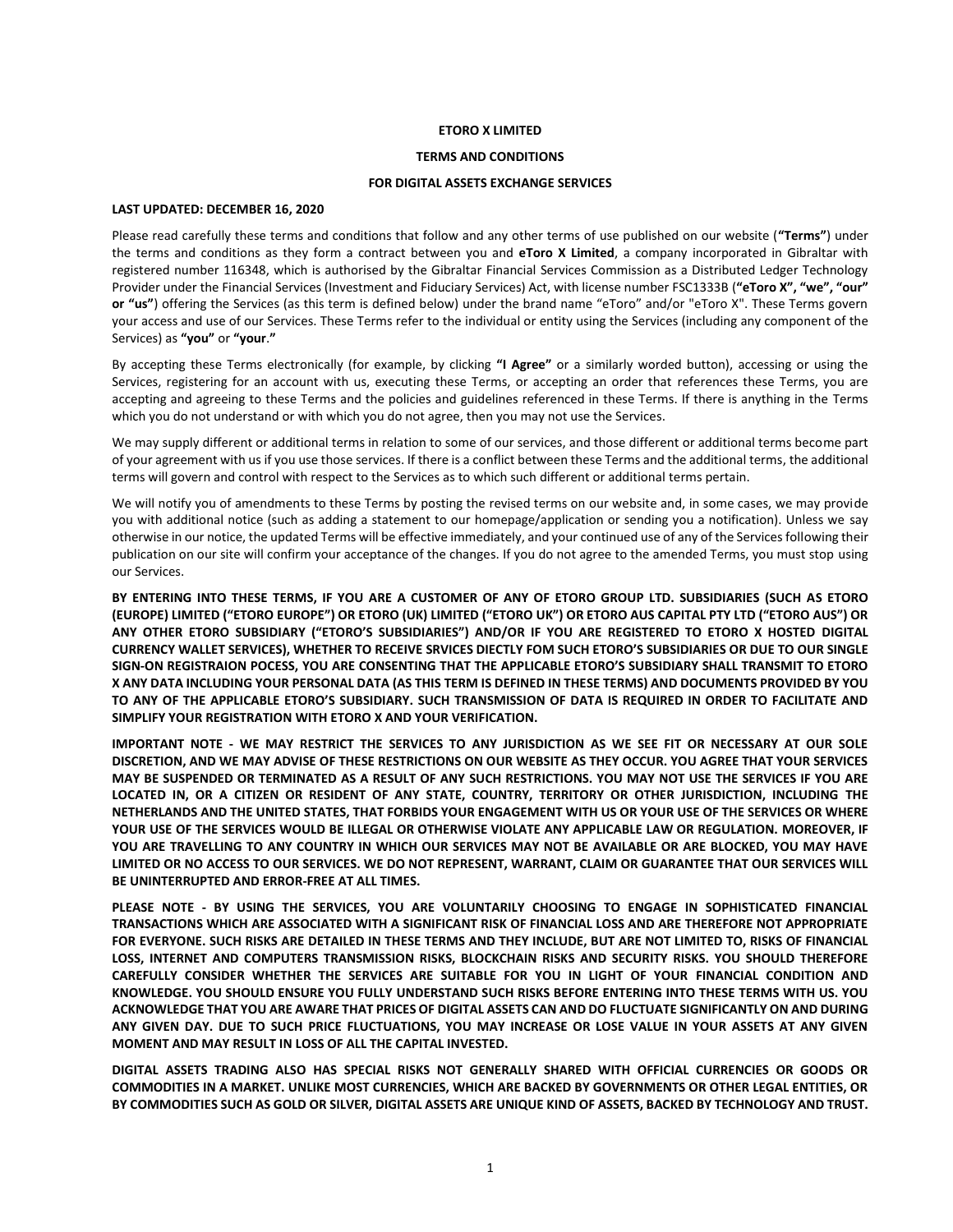**ETORO X LIMITED**

**TERMS AND CONDITIONS**

**FOR DIGITAL ASSETS EXCHANGE SERVICES**

**LAST UPDATED: DECEMBER 16, 2020**

Please read carefully these terms and conditions that follow and any other terms of use published on our website (**"Terms"**) under the terms and conditions as they form a contract between you and **eToro X Limited**, a company incorporated in Gibraltar with registered number 116348, which is authorised by the Gibraltar Financial Services Commission as a Distributed Ledger Technology Provider under the Financial Services (Investment and Fiduciary Services) Act, with license number FSC1333B (**"eToro X", "we", "our" or "us"**) offering the Services (as this term is defined below) under the brand name "eToro" and/or "eToro X". These Terms govern your access and use of our Services. These Terms refer to the individual or entity using the Services (including any component of the Services) as **"you"** or **"your."**

By accepting these Terms electronically (for example, by clicking **"I Agree"** or a similarly worded button), accessing or using the Services, registering for an account with us, executing these Terms, or accepting an order that references these Terms, you are accepting and agreeing to these Terms and the policies and guidelines referenced in these Terms. If there is anything in the Terms which you do not understand or with which you do not agree, then you may not use the Services.

We may supply different or additional terms in relation to some of our services, and those different or additional terms become part of your agreement with us if you use those services. If there is a conflict between these Terms and the additional terms, the additional terms will govern and control with respect to the Services as to which such different or additional terms pertain.

We will notify you of amendments to these Terms by posting the revised terms on our website and, in some cases, we may provide you with additional notice (such as adding a statement to our homepage/application or sending you a notification). Unless we say otherwise in our notice, the updated Terms will be effective immediately, and your continued use of any of the Services following their publication on our site will confirm your acceptance of the changes. If you do not agree to the amended Terms, you must stop using our Services.

**BY ENTERING INTO THESE TERMS, IF YOU ARE A CUSTOMER OF ANY OF ETORO GROUP LTD. SUBSIDIARIES (SUCH AS ETORO (EUROPE) LIMITED ("ETORO EUROPE") OR ETORO (UK) LIMITED ("ETORO UK") OR ETORO AUS CAPITAL PTY LTD ("ETORO AUS") OR ANY OTHER ETORO SUBSIDIARY ("ETORO'S SUBSIDIARIES") AND/OR IF YOU ARE REGISTERED TO ETORO X HOSTED DIGITAL CURRENCY WALLET SERVICES), WHETHER TO RECEIVE SRVICES DIECTLY FOM SUCH ETORO'S SUBSIDIARIES OR DUE TO OUR SINGLE SIGN-ON REGISTRAION POCESS, YOU ARE CONSENTING THAT THE APPLICABLE ETORO'S SUBSIDIARY SHALL TRANSMIT TO ETORO X ANY DATA INCLUDING YOUR PERSONAL DATA (AS THIS TERM IS DEFINED IN THESE TERMS) AND DOCUMENTS PROVIDED BY YOU TO ANY OF THE APPLICABLE ETORO'S SUBSIDIARY. SUCH TRANSMISSION OF DATA IS REQUIRED IN ORDER TO FACILITATE AND SIMPLIFY YOUR REGISTRATION WITH ETORO X AND YOUR VERIFICATION.**

**IMPORTANT NOTE - WE MAY RESTRICT THE SERVICES TO ANY JURISDICTION AS WE SEE FIT OR NECESSARY AT OUR SOLE DISCRETION, AND WE MAY ADVISE OF THESE RESTRICTIONS ON OUR WEBSITE AS THEY OCCUR. YOU AGREE THAT YOUR SERVICES MAY BE SUSPENDED OR TERMINATED AS A RESULT OF ANY SUCH RESTRICTIONS. YOU MAY NOT USE THE SERVICES IF YOU ARE LOCATED IN, OR A CITIZEN OR RESIDENT OF ANY STATE, COUNTRY, TERRITORY OR OTHER JURISDICTION, INCLUDING THE NETHERLANDS AND THE UNITED STATES, THAT FORBIDS YOUR ENGAGEMENT WITH US OR YOUR USE OF THE SERVICES OR WHERE YOUR USE OF THE SERVICES WOULD BE ILLEGAL OR OTHERWISE VIOLATE ANY APPLICABLE LAW OR REGULATION. MOREOVER, IF YOU ARE TRAVELLING TO ANY COUNTRY IN WHICH OUR SERVICES MAY NOT BE AVAILABLE OR ARE BLOCKED, YOU MAY HAVE LIMITED OR NO ACCESS TO OUR SERVICES. WE DO NOT REPRESENT, WARRANT, CLAIM OR GUARANTEE THAT OUR SERVICES WILL BE UNINTERRUPTED AND ERROR-FREE AT ALL TIMES.**

**PLEASE NOTE - BY USING THE SERVICES, YOU ARE VOLUNTARILY CHOOSING TO ENGAGE IN SOPHISTICATED FINANCIAL TRANSACTIONS WHICH ARE ASSOCIATED WITH A SIGNIFICANT RISK OF FINANCIAL LOSS AND ARE THEREFORE NOT APPROPRIATE FOR EVERYONE. SUCH RISKS ARE DETAILED IN THESE TERMS AND THEY INCLUDE, BUT ARE NOT LIMITED TO, RISKS OF FINANCIAL LOSS, INTERNET AND COMPUTERS TRANSMISSION RISKS, BLOCKCHAIN RISKS AND SECURITY RISKS. YOU SHOULD THEREFORE CAREFULLY CONSIDER WHETHER THE SERVICES ARE SUITABLE FOR YOU IN LIGHT OF YOUR FINANCIAL CONDITION AND KNOWLEDGE. YOU SHOULD ENSURE YOU FULLY UNDERSTAND SUCH RISKS BEFORE ENTERING INTO THESE TERMS WITH US. YOU ACKNOWLEDGE THAT YOU ARE AWARE THAT PRICES OF DIGITAL ASSETS CAN AND DO FLUCTUATE SIGNIFICANTLY ON AND DURING ANY GIVEN DAY. DUE TO SUCH PRICE FLUCTUATIONS, YOU MAY INCREASE OR LOSE VALUE IN YOUR ASSETS AT ANY GIVEN MOMENT AND MAY RESULT IN LOSS OF ALL THE CAPITAL INVESTED.**

**DIGITAL ASSETS TRADING ALSO HAS SPECIAL RISKS NOT GENERALLY SHARED WITH OFFICIAL CURRENCIES OR GOODS OR COMMODITIES IN A MARKET. UNLIKE MOST CURRENCIES, WHICH ARE BACKED BY GOVERNMENTS OR OTHER LEGAL ENTITIES, OR BY COMMODITIES SUCH AS GOLD OR SILVER, DIGITAL ASSETS ARE UNIQUE KIND OF ASSETS, BACKED BY TECHNOLOGY AND TRUST.**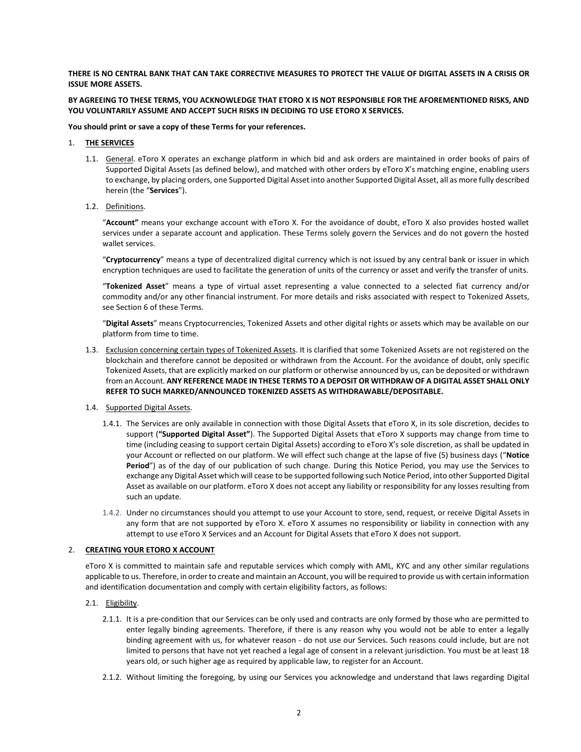**THERE IS NO CENTRAL BANK THAT CAN TAKE CORRECTIVE MEASURES TO PROTECT THE VALUE OF DIGITAL ASSETS IN A CRISIS OR ISSUE MORE ASSETS.**

**BY AGREEING TO THESE TERMS, YOU ACKNOWLEDGE THAT ETORO X IS NOT RESPONSIBLE FOR THE AFOREMENTIONED RISKS, AND YOU VOLUNTARILY ASSUME AND ACCEPT SUCH RISKS IN DECIDING TO USE ETORO X SERVICES.**

**You should print or save a copy of these Terms for your references.**

1. **THE SERVICES**

   1.1. General. eToro X operates an exchange platform in which bid and ask orders are maintained in order books of pairs of Supported Digital Assets (as defined below), and matched with other orders by eToro X's matching engine, enabling users to exchange, by placing orders, one Supported Digital Asset into another Supported Digital Asset, all as more fully described herein (the "**Services**").

   1.2. Definitions.

   "**Account"** means your exchange account with eToro X. For the avoidance of doubt, eToro X also provides hosted wallet services under a separate account and application. These Terms solely govern the Services and do not govern the hosted wallet services.

   "**Cryptocurrency**" means a type of decentralized digital currency which is not issued by any central bank or issuer in which encryption techniques are used to facilitate the generation of units of the currency or asset and verify the transfer of units.

   "**Tokenized Asset**" means a type of virtual asset representing a value connected to a selected fiat currency and/or commodity and/or any other financial instrument. For more details and risks associated with respect to Tokenized Assets, see Section 6 of these Terms.

   "**Digital Assets**" means Cryptocurrencies, Tokenized Assets and other digital rights or assets which may be available on our platform from time to time.

   1.3. Exclusion concerning certain types of Tokenized Assets. It is clarified that some Tokenized Assets are not registered on the blockchain and therefore cannot be deposited or withdrawn from the Account. For the avoidance of doubt, only specific Tokenized Assets, that are explicitly marked on our platform or otherwise announced by us, can be deposited or withdrawn from an Account. **ANY REFERENCE MADE IN THESE TERMS TO A DEPOSIT OR WITHDRAW OF A DIGITAL ASSET SHALL ONLY REFER TO SUCH MARKED/ANNOUNCED TOKENIZED ASSETS AS WITHDRAWABLE/DEPOSITABLE.**

   1.4. Supported Digital Assets.

   1.4.1. The Services are only available in connection with those Digital Assets that eToro X, in its sole discretion, decides to support (**"Supported Digital Asset"**). The Supported Digital Assets that eToro X supports may change from time to time (including ceasing to support certain Digital Assets) according to eToro X's sole discretion, as shall be updated in your Account or reflected on our platform. We will effect such change at the lapse of five (5) business days ("**Notice Period**") as of the day of our publication of such change. During this Notice Period, you may use the Services to exchange any Digital Asset which will cease to be supported following such Notice Period, into other Supported Digital Asset as available on our platform. eToro X does not accept any liability or responsibility for any losses resulting from such an update.

   1.4.2. Under no circumstances should you attempt to use your Account to store, send, request, or receive Digital Assets in any form that are not supported by eToro X. eToro X assumes no responsibility or liability in connection with any attempt to use eToro X Services and an Account for Digital Assets that eToro X does not support.

2. **CREATING YOUR ETORO X ACCOUNT**

   eToro X is committed to maintain safe and reputable services which comply with AML, KYC and any other similar regulations applicable to us. Therefore, in order to create and maintain an Account, you will be required to provide us with certain information and identification documentation and comply with certain eligibility factors, as follows:

   2.1. Eligibility.

   2.1.1. It is a pre-condition that our Services can be only used and contracts are only formed by those who are permitted to enter legally binding agreements. Therefore, if there is any reason why you would not be able to enter a legally binding agreement with us, for whatever reason - do not use our Services. Such reasons could include, but are not limited to persons that have not yet reached a legal age of consent in a relevant jurisdiction. You must be at least 18 years old, or such higher age as required by applicable law, to register for an Account.

   2.1.2. Without limiting the foregoing, by using our Services you acknowledge and understand that laws regarding Digital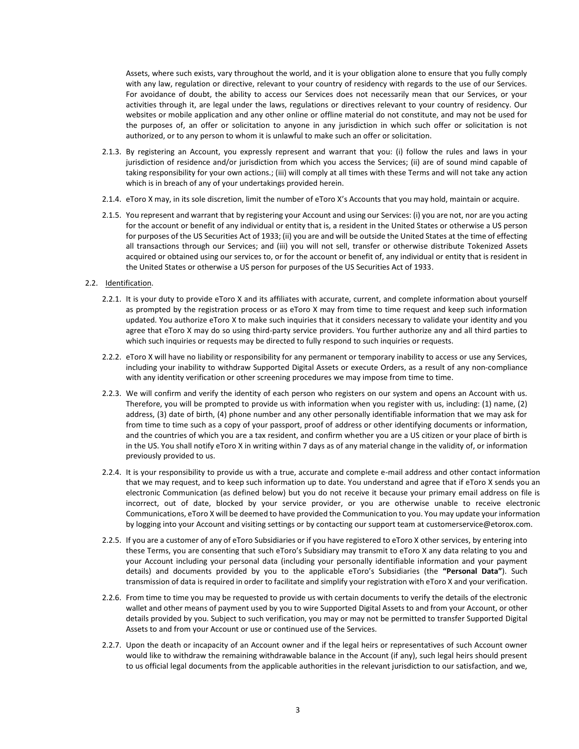Assets, where such exists, vary throughout the world, and it is your obligation alone to ensure that you fully comply with any law, regulation or directive, relevant to your country of residency with regards to the use of our Services. For avoidance of doubt, the ability to access our Services does not necessarily mean that our Services, or your activities through it, are legal under the laws, regulations or directives relevant to your country of residency. Our websites or mobile application and any other online or offline material do not constitute, and may not be used for the purposes of, an offer or solicitation to anyone in any jurisdiction in which such offer or solicitation is not authorized, or to any person to whom it is unlawful to make such an offer or solicitation.

2.1.3. By registering an Account, you expressly represent and warrant that you: (i) follow the rules and laws in your jurisdiction of residence and/or jurisdiction from which you access the Services; (ii) are of sound mind capable of taking responsibility for your own actions.; (iii) will comply at all times with these Terms and will not take any action which is in breach of any of your undertakings provided herein.

2.1.4. eToro X may, in its sole discretion, limit the number of eToro X's Accounts that you may hold, maintain or acquire.

2.1.5. You represent and warrant that by registering your Account and using our Services: (i) you are not, nor are you acting for the account or benefit of any individual or entity that is, a resident in the United States or otherwise a US person for purposes of the US Securities Act of 1933; (ii) you are and will be outside the United States at the time of effecting all transactions through our Services; and (iii) you will not sell, transfer or otherwise distribute Tokenized Assets acquired or obtained using our services to, or for the account or benefit of, any individual or entity that is resident in the United States or otherwise a US person for purposes of the US Securities Act of 1933.

2.2. Identification.

2.2.1. It is your duty to provide eToro X and its affiliates with accurate, current, and complete information about yourself as prompted by the registration process or as eToro X may from time to time request and keep such information updated. You authorize eToro X to make such inquiries that it considers necessary to validate your identity and you agree that eToro X may do so using third-party service providers. You further authorize any and all third parties to which such inquiries or requests may be directed to fully respond to such inquiries or requests.

2.2.2. eToro X will have no liability or responsibility for any permanent or temporary inability to access or use any Services, including your inability to withdraw Supported Digital Assets or execute Orders, as a result of any non-compliance with any identity verification or other screening procedures we may impose from time to time.

2.2.3. We will confirm and verify the identity of each person who registers on our system and opens an Account with us. Therefore, you will be prompted to provide us with information when you register with us, including: (1) name, (2) address, (3) date of birth, (4) phone number and any other personally identifiable information that we may ask for from time to time such as a copy of your passport, proof of address or other identifying documents or information, and the countries of which you are a tax resident, and confirm whether you are a US citizen or your place of birth is in the US. You shall notify eToro X in writing within 7 days as of any material change in the validity of, or information previously provided to us.

2.2.4. It is your responsibility to provide us with a true, accurate and complete e-mail address and other contact information that we may request, and to keep such information up to date. You understand and agree that if eToro X sends you an electronic Communication (as defined below) but you do not receive it because your primary email address on file is incorrect, out of date, blocked by your service provider, or you are otherwise unable to receive electronic Communications, eToro X will be deemed to have provided the Communication to you. You may update your information by logging into your Account and visiting settings or by contacting our support team at customerservice@etorox.com.

2.2.5. If you are a customer of any of eToro Subsidiaries or if you have registered to eToro X other services, by entering into these Terms, you are consenting that such eToro's Subsidiary may transmit to eToro X any data relating to you and your Account including your personal data (including your personally identifiable information and your payment details) and documents provided by you to the applicable eToro's Subsidiaries (the **"Personal Data"**). Such transmission of data is required in order to facilitate and simplify your registration with eToro X and your verification.

2.2.6. From time to time you may be requested to provide us with certain documents to verify the details of the electronic wallet and other means of payment used by you to wire Supported Digital Assets to and from your Account, or other details provided by you. Subject to such verification, you may or may not be permitted to transfer Supported Digital Assets to and from your Account or use or continued use of the Services.

2.2.7. Upon the death or incapacity of an Account owner and if the legal heirs or representatives of such Account owner would like to withdraw the remaining withdrawable balance in the Account (if any), such legal heirs should present to us official legal documents from the applicable authorities in the relevant jurisdiction to our satisfaction, and we,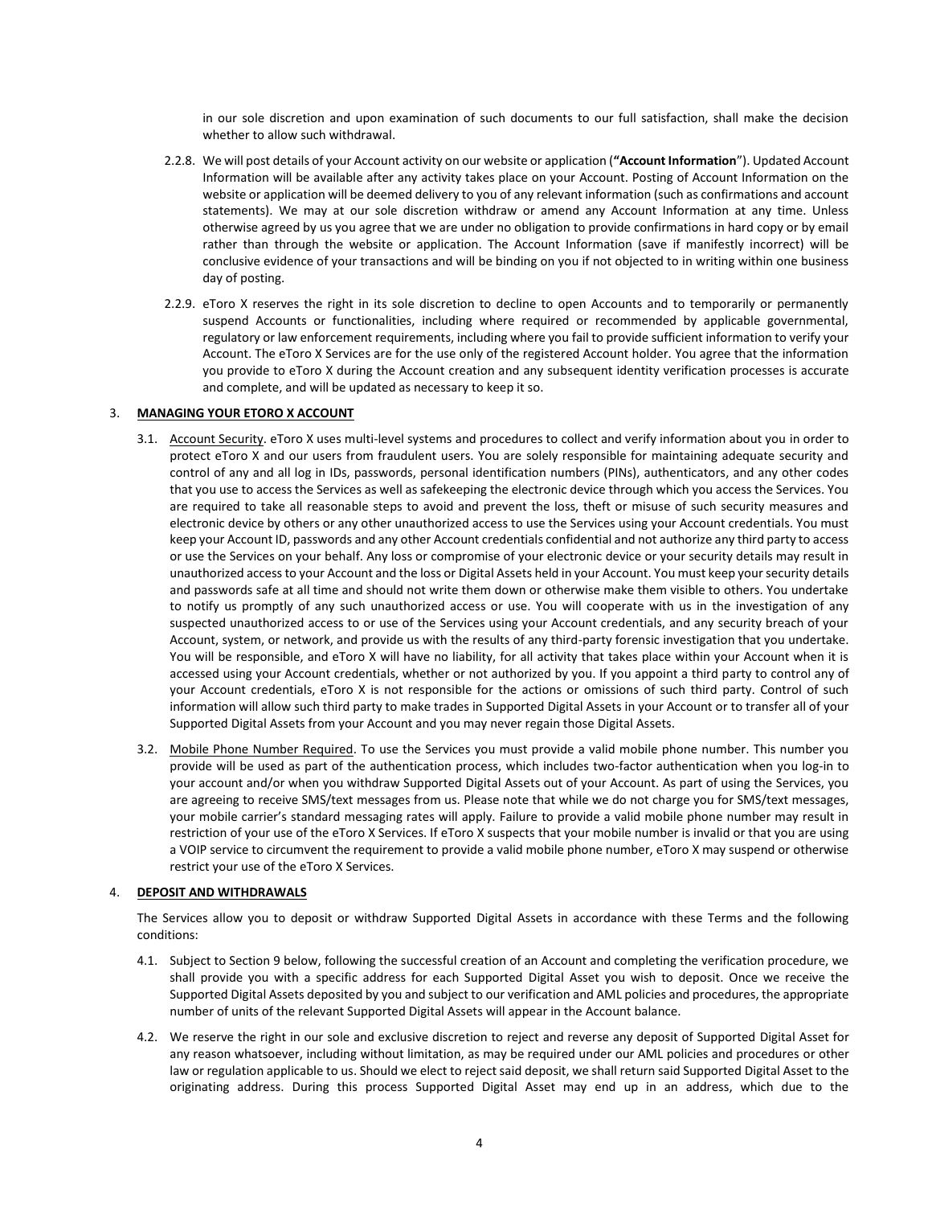in our sole discretion and upon examination of such documents to our full satisfaction, shall make the decision whether to allow such withdrawal.

2.2.8. We will post details of your Account activity on our website or application (**"Account Information"**). Updated Account Information will be available after any activity takes place on your Account. Posting of Account Information on the website or application will be deemed delivery to you of any relevant information (such as confirmations and account statements). We may at our sole discretion withdraw or amend any Account Information at any time. Unless otherwise agreed by us you agree that we are under no obligation to provide confirmations in hard copy or by email rather than through the website or application. The Account Information (save if manifestly incorrect) will be conclusive evidence of your transactions and will be binding on you if not objected to in writing within one business day of posting.

2.2.9. eToro X reserves the right in its sole discretion to decline to open Accounts and to temporarily or permanently suspend Accounts or functionalities, including where required or recommended by applicable governmental, regulatory or law enforcement requirements, including where you fail to provide sufficient information to verify your Account. The eToro X Services are for the use only of the registered Account holder. You agree that the information you provide to eToro X during the Account creation and any subsequent identity verification processes is accurate and complete, and will be updated as necessary to keep it so.

## 3. **MANAGING YOUR ETORO X ACCOUNT**

3.1. Account Security. eToro X uses multi-level systems and procedures to collect and verify information about you in order to protect eToro X and our users from fraudulent users. You are solely responsible for maintaining adequate security and control of any and all log in IDs, passwords, personal identification numbers (PINs), authenticators, and any other codes that you use to access the Services as well as safekeeping the electronic device through which you access the Services. You are required to take all reasonable steps to avoid and prevent the loss, theft or misuse of such security measures and electronic device by others or any other unauthorized access to use the Services using your Account credentials. You must keep your Account ID, passwords and any other Account credentials confidential and not authorize any third party to access or use the Services on your behalf. Any loss or compromise of your electronic device or your security details may result in unauthorized access to your Account and the loss or Digital Assets held in your Account. You must keep your security details and passwords safe at all time and should not write them down or otherwise make them visible to others. You undertake to notify us promptly of any such unauthorized access or use. You will cooperate with us in the investigation of any suspected unauthorized access to or use of the Services using your Account credentials, and any security breach of your Account, system, or network, and provide us with the results of any third-party forensic investigation that you undertake. You will be responsible, and eToro X will have no liability, for all activity that takes place within your Account when it is accessed using your Account credentials, whether or not authorized by you. If you appoint a third party to control any of your Account credentials, eToro X is not responsible for the actions or omissions of such third party. Control of such information will allow such third party to make trades in Supported Digital Assets in your Account or to transfer all of your Supported Digital Assets from your Account and you may never regain those Digital Assets.

3.2. Mobile Phone Number Required. To use the Services you must provide a valid mobile phone number. This number you provide will be used as part of the authentication process, which includes two-factor authentication when you log-in to your account and/or when you withdraw Supported Digital Assets out of your Account. As part of using the Services, you are agreeing to receive SMS/text messages from us. Please note that while we do not charge you for SMS/text messages, your mobile carrier's standard messaging rates will apply. Failure to provide a valid mobile phone number may result in restriction of your use of the eToro X Services. If eToro X suspects that your mobile number is invalid or that you are using a VOIP service to circumvent the requirement to provide a valid mobile phone number, eToro X may suspend or otherwise restrict your use of the eToro X Services.

## 4. **DEPOSIT AND WITHDRAWALS**

The Services allow you to deposit or withdraw Supported Digital Assets in accordance with these Terms and the following conditions:

4.1. Subject to Section 9 below, following the successful creation of an Account and completing the verification procedure, we shall provide you with a specific address for each Supported Digital Asset you wish to deposit. Once we receive the Supported Digital Assets deposited by you and subject to our verification and AML policies and procedures, the appropriate number of units of the relevant Supported Digital Assets will appear in the Account balance.

4.2. We reserve the right in our sole and exclusive discretion to reject and reverse any deposit of Supported Digital Asset for any reason whatsoever, including without limitation, as may be required under our AML policies and procedures or other law or regulation applicable to us. Should we elect to reject said deposit, we shall return said Supported Digital Asset to the originating address. During this process Supported Digital Asset may end up in an address, which due to the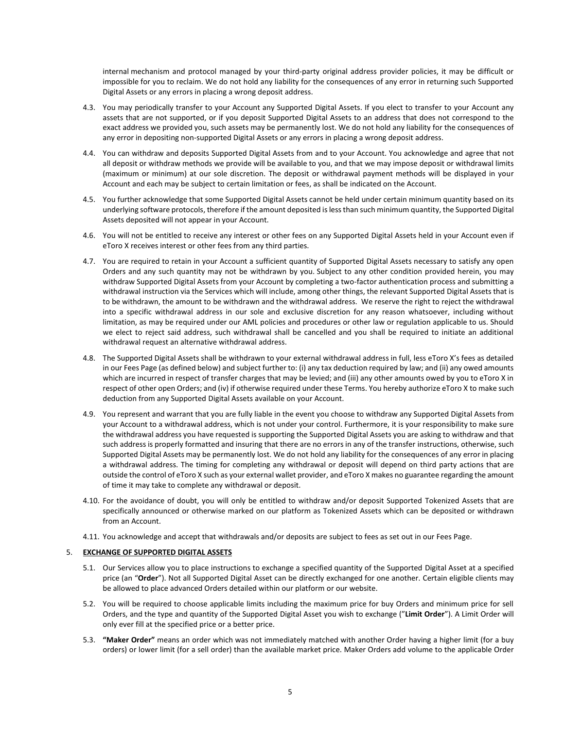internal mechanism and protocol managed by your third-party original address provider policies, it may be difficult or impossible for you to reclaim. We do not hold any liability for the consequences of any error in returning such Supported Digital Assets or any errors in placing a wrong deposit address.

4.3. You may periodically transfer to your Account any Supported Digital Assets. If you elect to transfer to your Account any assets that are not supported, or if you deposit Supported Digital Assets to an address that does not correspond to the exact address we provided you, such assets may be permanently lost. We do not hold any liability for the consequences of any error in depositing non-supported Digital Assets or any errors in placing a wrong deposit address.

4.4. You can withdraw and deposits Supported Digital Assets from and to your Account. You acknowledge and agree that not all deposit or withdraw methods we provide will be available to you, and that we may impose deposit or withdrawal limits (maximum or minimum) at our sole discretion. The deposit or withdrawal payment methods will be displayed in your Account and each may be subject to certain limitation or fees, as shall be indicated on the Account.

4.5. You further acknowledge that some Supported Digital Assets cannot be held under certain minimum quantity based on its underlying software protocols, therefore if the amount deposited is less than such minimum quantity, the Supported Digital Assets deposited will not appear in your Account.

4.6. You will not be entitled to receive any interest or other fees on any Supported Digital Assets held in your Account even if eToro X receives interest or other fees from any third parties.

4.7. You are required to retain in your Account a sufficient quantity of Supported Digital Assets necessary to satisfy any open Orders and any such quantity may not be withdrawn by you. Subject to any other condition provided herein, you may withdraw Supported Digital Assets from your Account by completing a two-factor authentication process and submitting a withdrawal instruction via the Services which will include, among other things, the relevant Supported Digital Assets that is to be withdrawn, the amount to be withdrawn and the withdrawal address. We reserve the right to reject the withdrawal into a specific withdrawal address in our sole and exclusive discretion for any reason whatsoever, including without limitation, as may be required under our AML policies and procedures or other law or regulation applicable to us. Should we elect to reject said address, such withdrawal shall be cancelled and you shall be required to initiate an additional withdrawal request an alternative withdrawal address.

4.8. The Supported Digital Assets shall be withdrawn to your external withdrawal address in full, less eToro X's fees as detailed in our Fees Page (as defined below) and subject further to: (i) any tax deduction required by law; and (ii) any owed amounts which are incurred in respect of transfer charges that may be levied; and (iii) any other amounts owed by you to eToro X in respect of other open Orders; and (iv) if otherwise required under these Terms. You hereby authorize eToro X to make such deduction from any Supported Digital Assets available on your Account.

4.9. You represent and warrant that you are fully liable in the event you choose to withdraw any Supported Digital Assets from your Account to a withdrawal address, which is not under your control. Furthermore, it is your responsibility to make sure the withdrawal address you have requested is supporting the Supported Digital Assets you are asking to withdraw and that such address is properly formatted and insuring that there are no errors in any of the transfer instructions, otherwise, such Supported Digital Assets may be permanently lost. We do not hold any liability for the consequences of any error in placing a withdrawal address. The timing for completing any withdrawal or deposit will depend on third party actions that are outside the control of eToro X such as your external wallet provider, and eToro X makes no guarantee regarding the amount of time it may take to complete any withdrawal or deposit.

4.10. For the avoidance of doubt, you will only be entitled to withdraw and/or deposit Supported Tokenized Assets that are specifically announced or otherwise marked on our platform as Tokenized Assets which can be deposited or withdrawn from an Account.

4.11. You acknowledge and accept that withdrawals and/or deposits are subject to fees as set out in our Fees Page.

5. **<u>EXCHANGE OF SUPPORTED DIGITAL ASSETS</u>**

5.1. Our Services allow you to place instructions to exchange a specified quantity of the Supported Digital Asset at a specified price (an "**Order**"). Not all Supported Digital Asset can be directly exchanged for one another. Certain eligible clients may be allowed to place advanced Orders detailed within our platform or our website.

5.2. You will be required to choose applicable limits including the maximum price for buy Orders and minimum price for sell Orders, and the type and quantity of the Supported Digital Asset you wish to exchange ("**Limit Order**"). A Limit Order will only ever fill at the specified price or a better price.

5.3. **"Maker Order"** means an order which was not immediately matched with another Order having a higher limit (for a buy orders) or lower limit (for a sell order) than the available market price. Maker Orders add volume to the applicable Order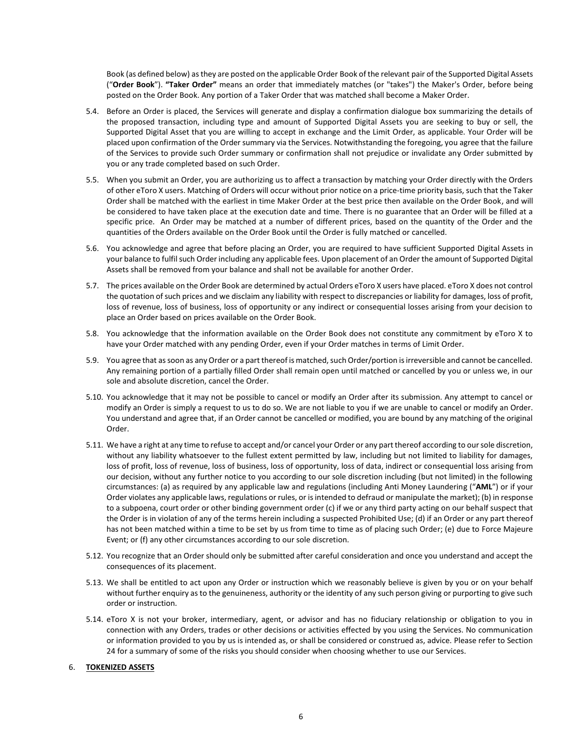Book (as defined below) as they are posted on the applicable Order Book of the relevant pair of the Supported Digital Assets ("**Order Book**"). **"Taker Order"** means an order that immediately matches (or "takes") the Maker's Order, before being posted on the Order Book. Any portion of a Taker Order that was matched shall become a Maker Order.

5.4. Before an Order is placed, the Services will generate and display a confirmation dialogue box summarizing the details of the proposed transaction, including type and amount of Supported Digital Assets you are seeking to buy or sell, the Supported Digital Asset that you are willing to accept in exchange and the Limit Order, as applicable. Your Order will be placed upon confirmation of the Order summary via the Services. Notwithstanding the foregoing, you agree that the failure of the Services to provide such Order summary or confirmation shall not prejudice or invalidate any Order submitted by you or any trade completed based on such Order.

5.5. When you submit an Order, you are authorizing us to affect a transaction by matching your Order directly with the Orders of other eToro X users. Matching of Orders will occur without prior notice on a price-time priority basis, such that the Taker Order shall be matched with the earliest in time Maker Order at the best price then available on the Order Book, and will be considered to have taken place at the execution date and time. There is no guarantee that an Order will be filled at a specific price. An Order may be matched at a number of different prices, based on the quantity of the Order and the quantities of the Orders available on the Order Book until the Order is fully matched or cancelled.

5.6. You acknowledge and agree that before placing an Order, you are required to have sufficient Supported Digital Assets in your balance to fulfil such Order including any applicable fees. Upon placement of an Order the amount of Supported Digital Assets shall be removed from your balance and shall not be available for another Order.

5.7. The prices available on the Order Book are determined by actual Orders eToro X users have placed. eToro X does not control the quotation of such prices and we disclaim any liability with respect to discrepancies or liability for damages, loss of profit, loss of revenue, loss of business, loss of opportunity or any indirect or consequential losses arising from your decision to place an Order based on prices available on the Order Book.

5.8. You acknowledge that the information available on the Order Book does not constitute any commitment by eToro X to have your Order matched with any pending Order, even if your Order matches in terms of Limit Order.

5.9. You agree that as soon as any Order or a part thereof is matched, such Order/portion is irreversible and cannot be cancelled. Any remaining portion of a partially filled Order shall remain open until matched or cancelled by you or unless we, in our sole and absolute discretion, cancel the Order.

5.10. You acknowledge that it may not be possible to cancel or modify an Order after its submission. Any attempt to cancel or modify an Order is simply a request to us to do so. We are not liable to you if we are unable to cancel or modify an Order. You understand and agree that, if an Order cannot be cancelled or modified, you are bound by any matching of the original Order.

5.11. We have a right at any time to refuse to accept and/or cancel your Order or any part thereof according to our sole discretion, without any liability whatsoever to the fullest extent permitted by law, including but not limited to liability for damages, loss of profit, loss of revenue, loss of business, loss of opportunity, loss of data, indirect or consequential loss arising from our decision, without any further notice to you according to our sole discretion including (but not limited) in the following circumstances: (a) as required by any applicable law and regulations (including Anti Money Laundering ("**AML**") or if your Order violates any applicable laws, regulations or rules, or is intended to defraud or manipulate the market); (b) in response to a subpoena, court order or other binding government order (c) if we or any third party acting on our behalf suspect that the Order is in violation of any of the terms herein including a suspected Prohibited Use; (d) if an Order or any part thereof has not been matched within a time to be set by us from time to time as of placing such Order; (e) due to Force Majeure Event; or (f) any other circumstances according to our sole discretion.

5.12. You recognize that an Order should only be submitted after careful consideration and once you understand and accept the consequences of its placement.

5.13. We shall be entitled to act upon any Order or instruction which we reasonably believe is given by you or on your behalf without further enquiry as to the genuineness, authority or the identity of any such person giving or purporting to give such order or instruction.

5.14. eToro X is not your broker, intermediary, agent, or advisor and has no fiduciary relationship or obligation to you in connection with any Orders, trades or other decisions or activities effected by you using the Services. No communication or information provided to you by us is intended as, or shall be considered or construed as, advice. Please refer to Section 24 for a summary of some of the risks you should consider when choosing whether to use our Services.

6. **TOKENIZED ASSETS**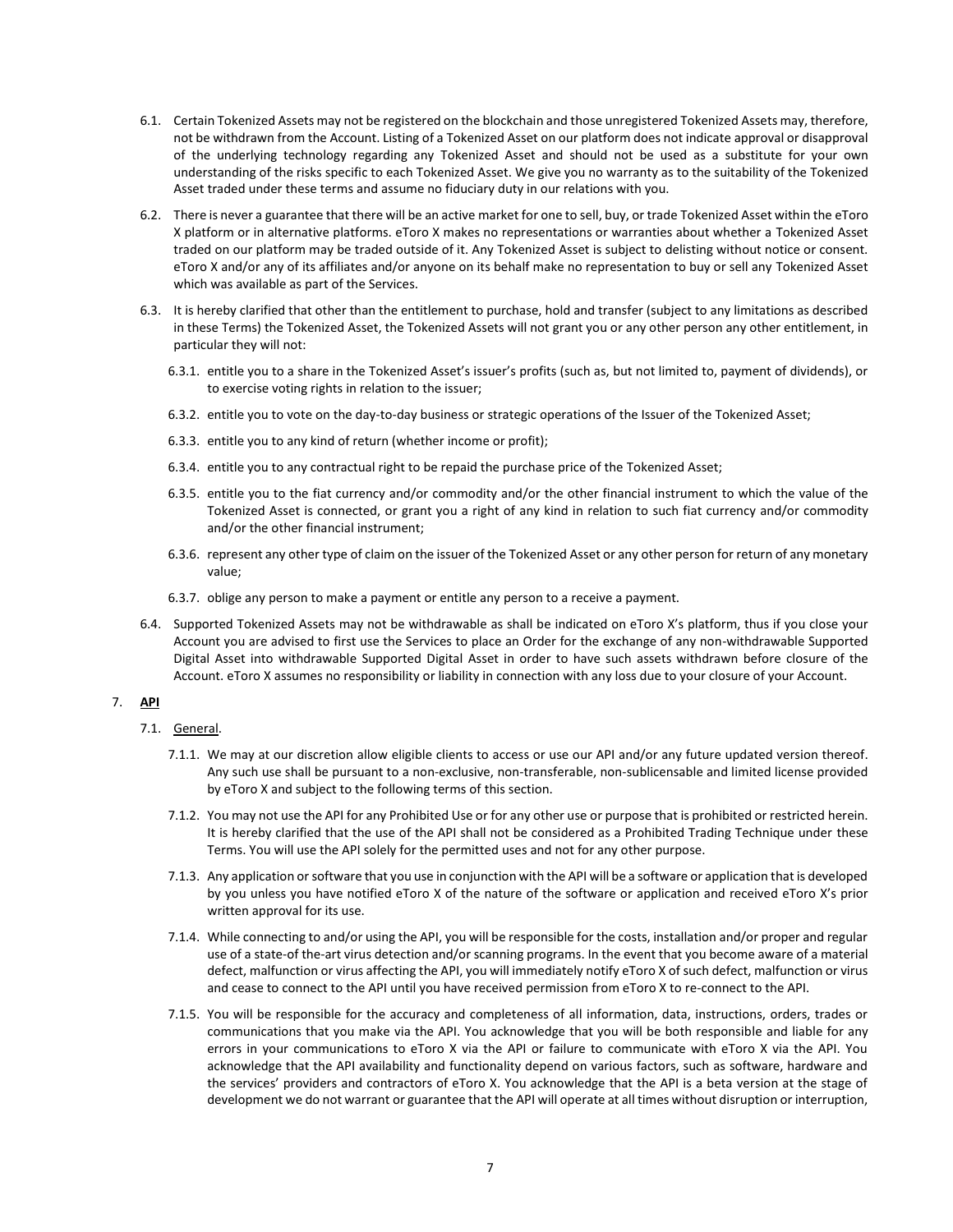6.1. Certain Tokenized Assets may not be registered on the blockchain and those unregistered Tokenized Assets may, therefore, not be withdrawn from the Account. Listing of a Tokenized Asset on our platform does not indicate approval or disapproval of the underlying technology regarding any Tokenized Asset and should not be used as a substitute for your own understanding of the risks specific to each Tokenized Asset. We give you no warranty as to the suitability of the Tokenized Asset traded under these terms and assume no fiduciary duty in our relations with you.

6.2. There is never a guarantee that there will be an active market for one to sell, buy, or trade Tokenized Asset within the eToro X platform or in alternative platforms. eToro X makes no representations or warranties about whether a Tokenized Asset traded on our platform may be traded outside of it. Any Tokenized Asset is subject to delisting without notice or consent. eToro X and/or any of its affiliates and/or anyone on its behalf make no representation to buy or sell any Tokenized Asset which was available as part of the Services.

6.3. It is hereby clarified that other than the entitlement to purchase, hold and transfer (subject to any limitations as described in these Terms) the Tokenized Asset, the Tokenized Assets will not grant you or any other person any other entitlement, in particular they will not:

6.3.1. entitle you to a share in the Tokenized Asset's issuer's profits (such as, but not limited to, payment of dividends), or to exercise voting rights in relation to the issuer;

6.3.2. entitle you to vote on the day-to-day business or strategic operations of the Issuer of the Tokenized Asset;

6.3.3. entitle you to any kind of return (whether income or profit);

6.3.4. entitle you to any contractual right to be repaid the purchase price of the Tokenized Asset;

6.3.5. entitle you to the fiat currency and/or commodity and/or the other financial instrument to which the value of the Tokenized Asset is connected, or grant you a right of any kind in relation to such fiat currency and/or commodity and/or the other financial instrument;

6.3.6. represent any other type of claim on the issuer of the Tokenized Asset or any other person for return of any monetary value;

6.3.7. oblige any person to make a payment or entitle any person to a receive a payment.

6.4. Supported Tokenized Assets may not be withdrawable as shall be indicated on eToro X's platform, thus if you close your Account you are advised to first use the Services to place an Order for the exchange of any non-withdrawable Supported Digital Asset into withdrawable Supported Digital Asset in order to have such assets withdrawn before closure of the Account. eToro X assumes no responsibility or liability in connection with any loss due to your closure of your Account.

## 7. API

7.1. General.

7.1.1. We may at our discretion allow eligible clients to access or use our API and/or any future updated version thereof. Any such use shall be pursuant to a non-exclusive, non-transferable, non-sublicensable and limited license provided by eToro X and subject to the following terms of this section.

7.1.2. You may not use the API for any Prohibited Use or for any other use or purpose that is prohibited or restricted herein. It is hereby clarified that the use of the API shall not be considered as a Prohibited Trading Technique under these Terms. You will use the API solely for the permitted uses and not for any other purpose.

7.1.3. Any application or software that you use in conjunction with the API will be a software or application that is developed by you unless you have notified eToro X of the nature of the software or application and received eToro X's prior written approval for its use.

7.1.4. While connecting to and/or using the API, you will be responsible for the costs, installation and/or proper and regular use of a state-of the-art virus detection and/or scanning programs. In the event that you become aware of a material defect, malfunction or virus affecting the API, you will immediately notify eToro X of such defect, malfunction or virus and cease to connect to the API until you have received permission from eToro X to re-connect to the API.

7.1.5. You will be responsible for the accuracy and completeness of all information, data, instructions, orders, trades or communications that you make via the API. You acknowledge that you will be both responsible and liable for any errors in your communications to eToro X via the API or failure to communicate with eToro X via the API. You acknowledge that the API availability and functionality depend on various factors, such as software, hardware and the services' providers and contractors of eToro X. You acknowledge that the API is a beta version at the stage of development we do not warrant or guarantee that the API will operate at all times without disruption or interruption,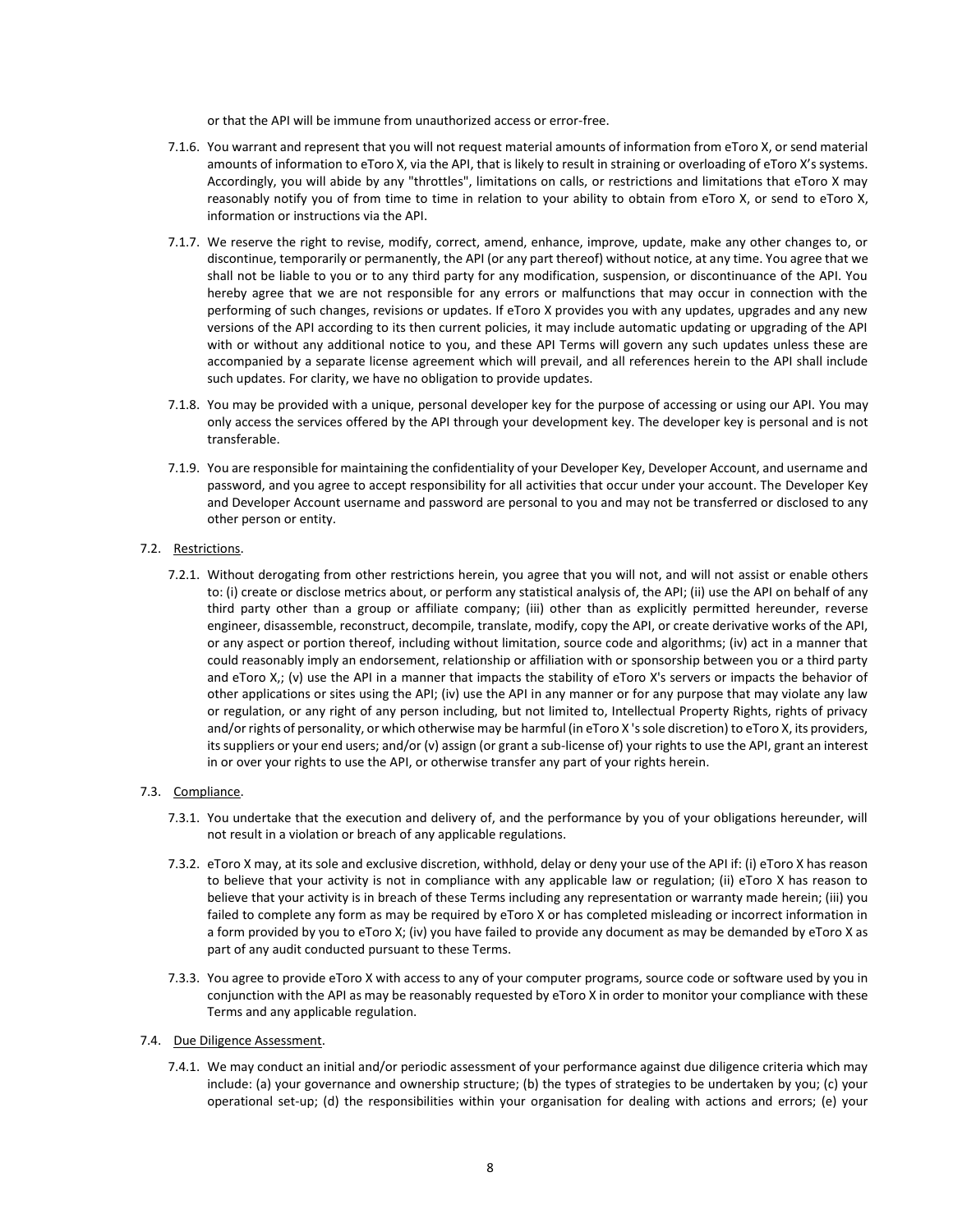or that the API will be immune from unauthorized access or error-free.

7.1.6. You warrant and represent that you will not request material amounts of information from eToro X, or send material amounts of information to eToro X, via the API, that is likely to result in straining or overloading of eToro X's systems. Accordingly, you will abide by any "throttles", limitations on calls, or restrictions and limitations that eToro X may reasonably notify you of from time to time in relation to your ability to obtain from eToro X, or send to eToro X, information or instructions via the API.

7.1.7. We reserve the right to revise, modify, correct, amend, enhance, improve, update, make any other changes to, or discontinue, temporarily or permanently, the API (or any part thereof) without notice, at any time. You agree that we shall not be liable to you or to any third party for any modification, suspension, or discontinuance of the API. You hereby agree that we are not responsible for any errors or malfunctions that may occur in connection with the performing of such changes, revisions or updates. If eToro X provides you with any updates, upgrades and any new versions of the API according to its then current policies, it may include automatic updating or upgrading of the API with or without any additional notice to you, and these API Terms will govern any such updates unless these are accompanied by a separate license agreement which will prevail, and all references herein to the API shall include such updates. For clarity, we have no obligation to provide updates.

7.1.8. You may be provided with a unique, personal developer key for the purpose of accessing or using our API. You may only access the services offered by the API through your development key. The developer key is personal and is not transferable.

7.1.9. You are responsible for maintaining the confidentiality of your Developer Key, Developer Account, and username and password, and you agree to accept responsibility for all activities that occur under your account. The Developer Key and Developer Account username and password are personal to you and may not be transferred or disclosed to any other person or entity.

7.2. Restrictions.

7.2.1. Without derogating from other restrictions herein, you agree that you will not, and will not assist or enable others to: (i) create or disclose metrics about, or perform any statistical analysis of, the API; (ii) use the API on behalf of any third party other than a group or affiliate company; (iii) other than as explicitly permitted hereunder, reverse engineer, disassemble, reconstruct, decompile, translate, modify, copy the API, or create derivative works of the API, or any aspect or portion thereof, including without limitation, source code and algorithms; (iv) act in a manner that could reasonably imply an endorsement, relationship or affiliation with or sponsorship between you or a third party and eToro X,; (v) use the API in a manner that impacts the stability of eToro X's servers or impacts the behavior of other applications or sites using the API; (iv) use the API in any manner or for any purpose that may violate any law or regulation, or any right of any person including, but not limited to, Intellectual Property Rights, rights of privacy and/or rights of personality, or which otherwise may be harmful (in eToro X 's sole discretion) to eToro X, its providers, its suppliers or your end users; and/or (v) assign (or grant a sub-license of) your rights to use the API, grant an interest in or over your rights to use the API, or otherwise transfer any part of your rights herein.

7.3. Compliance.

7.3.1. You undertake that the execution and delivery of, and the performance by you of your obligations hereunder, will not result in a violation or breach of any applicable regulations.

7.3.2. eToro X may, at its sole and exclusive discretion, withhold, delay or deny your use of the API if: (i) eToro X has reason to believe that your activity is not in compliance with any applicable law or regulation; (ii) eToro X has reason to believe that your activity is in breach of these Terms including any representation or warranty made herein; (iii) you failed to complete any form as may be required by eToro X or has completed misleading or incorrect information in a form provided by you to eToro X; (iv) you have failed to provide any document as may be demanded by eToro X as part of any audit conducted pursuant to these Terms.

7.3.3. You agree to provide eToro X with access to any of your computer programs, source code or software used by you in conjunction with the API as may be reasonably requested by eToro X in order to monitor your compliance with these Terms and any applicable regulation.

7.4. Due Diligence Assessment.

7.4.1. We may conduct an initial and/or periodic assessment of your performance against due diligence criteria which may include: (a) your governance and ownership structure; (b) the types of strategies to be undertaken by you; (c) your operational set-up; (d) the responsibilities within your organisation for dealing with actions and errors; (e) your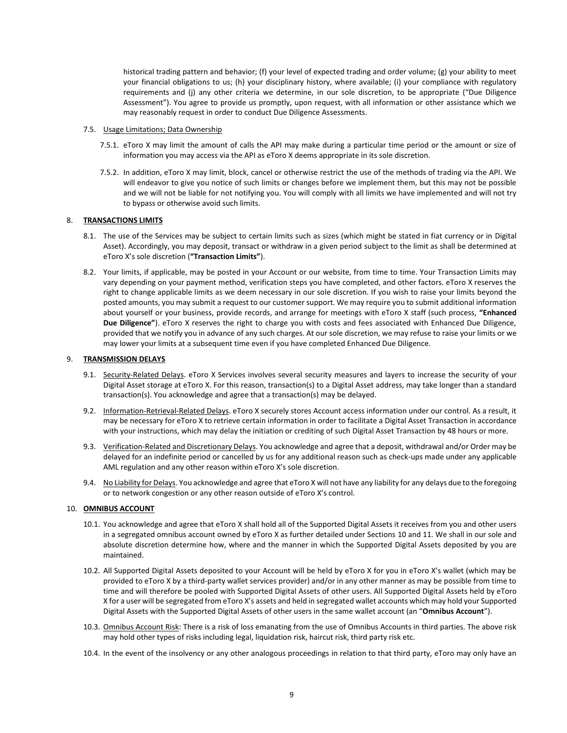historical trading pattern and behavior; (f) your level of expected trading and order volume; (g) your ability to meet your financial obligations to us; (h) your disciplinary history, where available; (i) your compliance with regulatory requirements and (j) any other criteria we determine, in our sole discretion, to be appropriate ("Due Diligence Assessment"). You agree to provide us promptly, upon request, with all information or other assistance which we may reasonably request in order to conduct Due Diligence Assessments.

7.5. Usage Limitations; Data Ownership

7.5.1. eToro X may limit the amount of calls the API may make during a particular time period or the amount or size of information you may access via the API as eToro X deems appropriate in its sole discretion.

7.5.2. In addition, eToro X may limit, block, cancel or otherwise restrict the use of the methods of trading via the API. We will endeavor to give you notice of such limits or changes before we implement them, but this may not be possible and we will not be liable for not notifying you. You will comply with all limits we have implemented and will not try to bypass or otherwise avoid such limits.

## 8. TRANSACTIONS LIMITS

8.1. The use of the Services may be subject to certain limits such as sizes (which might be stated in fiat currency or in Digital Asset). Accordingly, you may deposit, transact or withdraw in a given period subject to the limit as shall be determined at eToro X's sole discretion (**"Transaction Limits"**).

8.2. Your limits, if applicable, may be posted in your Account or our website, from time to time. Your Transaction Limits may vary depending on your payment method, verification steps you have completed, and other factors. eToro X reserves the right to change applicable limits as we deem necessary in our sole discretion. If you wish to raise your limits beyond the posted amounts, you may submit a request to our customer support. We may require you to submit additional information about yourself or your business, provide records, and arrange for meetings with eToro X staff (such process, **"Enhanced Due Diligence"**). eToro X reserves the right to charge you with costs and fees associated with Enhanced Due Diligence, provided that we notify you in advance of any such charges. At our sole discretion, we may refuse to raise your limits or we may lower your limits at a subsequent time even if you have completed Enhanced Due Diligence.

## 9. TRANSMISSION DELAYS

9.1. Security-Related Delays. eToro X Services involves several security measures and layers to increase the security of your Digital Asset storage at eToro X. For this reason, transaction(s) to a Digital Asset address, may take longer than a standard transaction(s). You acknowledge and agree that a transaction(s) may be delayed.

9.2. Information-Retrieval-Related Delays. eToro X securely stores Account access information under our control. As a result, it may be necessary for eToro X to retrieve certain information in order to facilitate a Digital Asset Transaction in accordance with your instructions, which may delay the initiation or crediting of such Digital Asset Transaction by 48 hours or more.

9.3. Verification-Related and Discretionary Delays. You acknowledge and agree that a deposit, withdrawal and/or Order may be delayed for an indefinite period or cancelled by us for any additional reason such as check-ups made under any applicable AML regulation and any other reason within eToro X's sole discretion.

9.4. No Liability for Delays. You acknowledge and agree that eToro X will not have any liability for any delays due to the foregoing or to network congestion or any other reason outside of eToro X's control.

## 10. OMNIBUS ACCOUNT

10.1. You acknowledge and agree that eToro X shall hold all of the Supported Digital Assets it receives from you and other users in a segregated omnibus account owned by eToro X as further detailed under Sections 10 and 11. We shall in our sole and absolute discretion determine how, where and the manner in which the Supported Digital Assets deposited by you are maintained.

10.2. All Supported Digital Assets deposited to your Account will be held by eToro X for you in eToro X's wallet (which may be provided to eToro X by a third-party wallet services provider) and/or in any other manner as may be possible from time to time and will therefore be pooled with Supported Digital Assets of other users. All Supported Digital Assets held by eToro X for a user will be segregated from eToro X's assets and held in segregated wallet accounts which may hold your Supported Digital Assets with the Supported Digital Assets of other users in the same wallet account (an "**Omnibus Account**").

10.3. Omnibus Account Risk: There is a risk of loss emanating from the use of Omnibus Accounts in third parties. The above risk may hold other types of risks including legal, liquidation risk, haircut risk, third party risk etc.

10.4. In the event of the insolvency or any other analogous proceedings in relation to that third party, eToro may only have an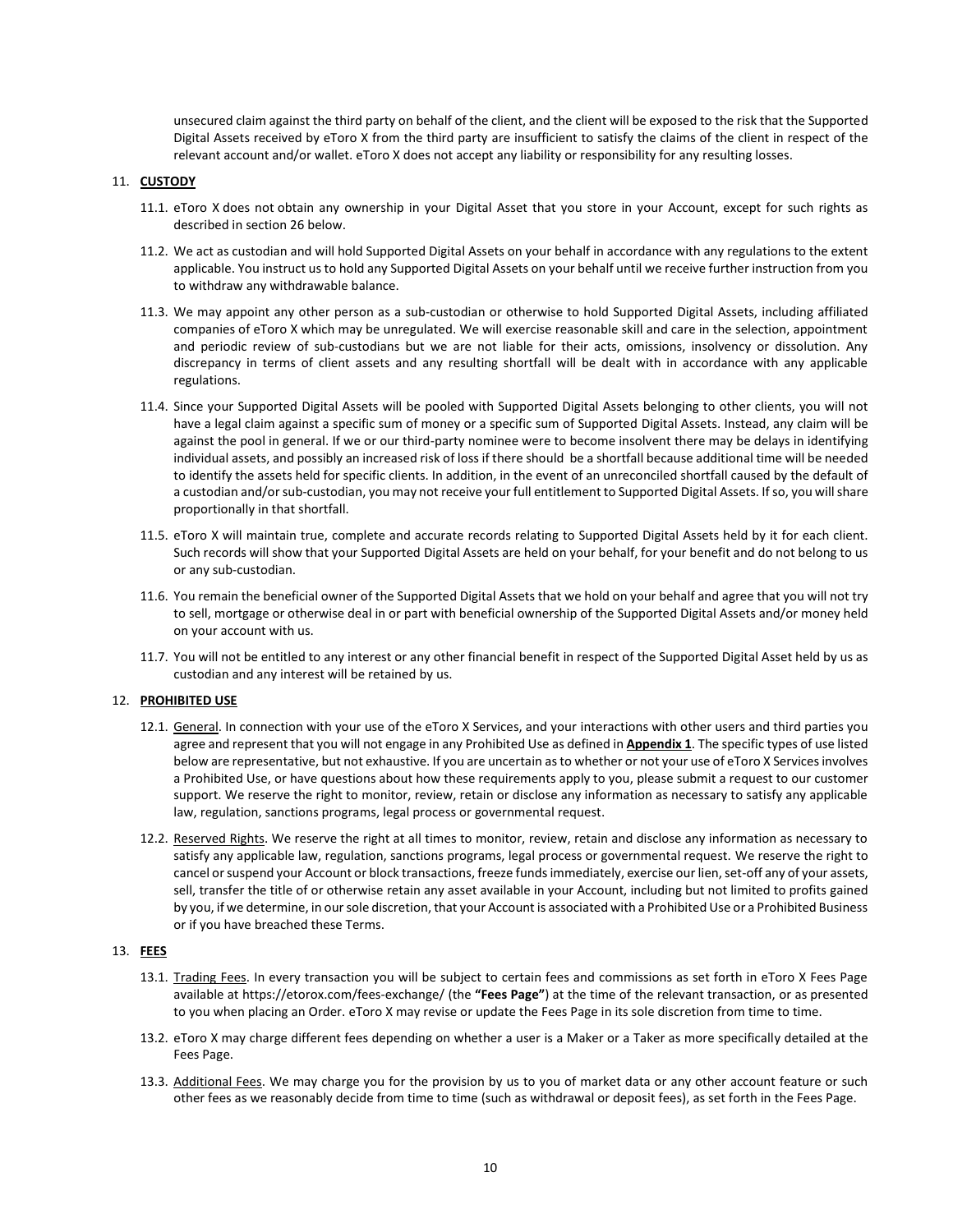unsecured claim against the third party on behalf of the client, and the client will be exposed to the risk that the Supported Digital Assets received by eToro X from the third party are insufficient to satisfy the claims of the client in respect of the relevant account and/or wallet. eToro X does not accept any liability or responsibility for any resulting losses.

11. **CUSTODY**

11.1. eToro X does not obtain any ownership in your Digital Asset that you store in your Account, except for such rights as described in section 26 below.

11.2. We act as custodian and will hold Supported Digital Assets on your behalf in accordance with any regulations to the extent applicable. You instruct us to hold any Supported Digital Assets on your behalf until we receive further instruction from you to withdraw any withdrawable balance.

11.3. We may appoint any other person as a sub-custodian or otherwise to hold Supported Digital Assets, including affiliated companies of eToro X which may be unregulated. We will exercise reasonable skill and care in the selection, appointment and periodic review of sub-custodians but we are not liable for their acts, omissions, insolvency or dissolution. Any discrepancy in terms of client assets and any resulting shortfall will be dealt with in accordance with any applicable regulations.

11.4. Since your Supported Digital Assets will be pooled with Supported Digital Assets belonging to other clients, you will not have a legal claim against a specific sum of money or a specific sum of Supported Digital Assets. Instead, any claim will be against the pool in general. If we or our third-party nominee were to become insolvent there may be delays in identifying individual assets, and possibly an increased risk of loss if there should be a shortfall because additional time will be needed to identify the assets held for specific clients. In addition, in the event of an unreconciled shortfall caused by the default of a custodian and/or sub-custodian, you may not receive your full entitlement to Supported Digital Assets. If so, you will share proportionally in that shortfall.

11.5. eToro X will maintain true, complete and accurate records relating to Supported Digital Assets held by it for each client. Such records will show that your Supported Digital Assets are held on your behalf, for your benefit and do not belong to us or any sub-custodian.

11.6. You remain the beneficial owner of the Supported Digital Assets that we hold on your behalf and agree that you will not try to sell, mortgage or otherwise deal in or part with beneficial ownership of the Supported Digital Assets and/or money held on your account with us.

11.7. You will not be entitled to any interest or any other financial benefit in respect of the Supported Digital Asset held by us as custodian and any interest will be retained by us.

12. **PROHIBITED USE**

12.1. General. In connection with your use of the eToro X Services, and your interactions with other users and third parties you agree and represent that you will not engage in any Prohibited Use as defined in **Appendix 1**. The specific types of use listed below are representative, but not exhaustive. If you are uncertain as to whether or not your use of eToro X Services involves a Prohibited Use, or have questions about how these requirements apply to you, please submit a request to our customer support. We reserve the right to monitor, review, retain or disclose any information as necessary to satisfy any applicable law, regulation, sanctions programs, legal process or governmental request.

12.2. Reserved Rights. We reserve the right at all times to monitor, review, retain and disclose any information as necessary to satisfy any applicable law, regulation, sanctions programs, legal process or governmental request. We reserve the right to cancel or suspend your Account or block transactions, freeze funds immediately, exercise our lien, set-off any of your assets, sell, transfer the title of or otherwise retain any asset available in your Account, including but not limited to profits gained by you, if we determine, in our sole discretion, that your Account is associated with a Prohibited Use or a Prohibited Business or if you have breached these Terms.

13. **FEES**

13.1. Trading Fees. In every transaction you will be subject to certain fees and commissions as set forth in eToro X Fees Page available at https://etorox.com/fees-exchange/ (the **"Fees Page"**) at the time of the relevant transaction, or as presented to you when placing an Order. eToro X may revise or update the Fees Page in its sole discretion from time to time.

13.2. eToro X may charge different fees depending on whether a user is a Maker or a Taker as more specifically detailed at the Fees Page.

13.3. Additional Fees. We may charge you for the provision by us to you of market data or any other account feature or such other fees as we reasonably decide from time to time (such as withdrawal or deposit fees), as set forth in the Fees Page.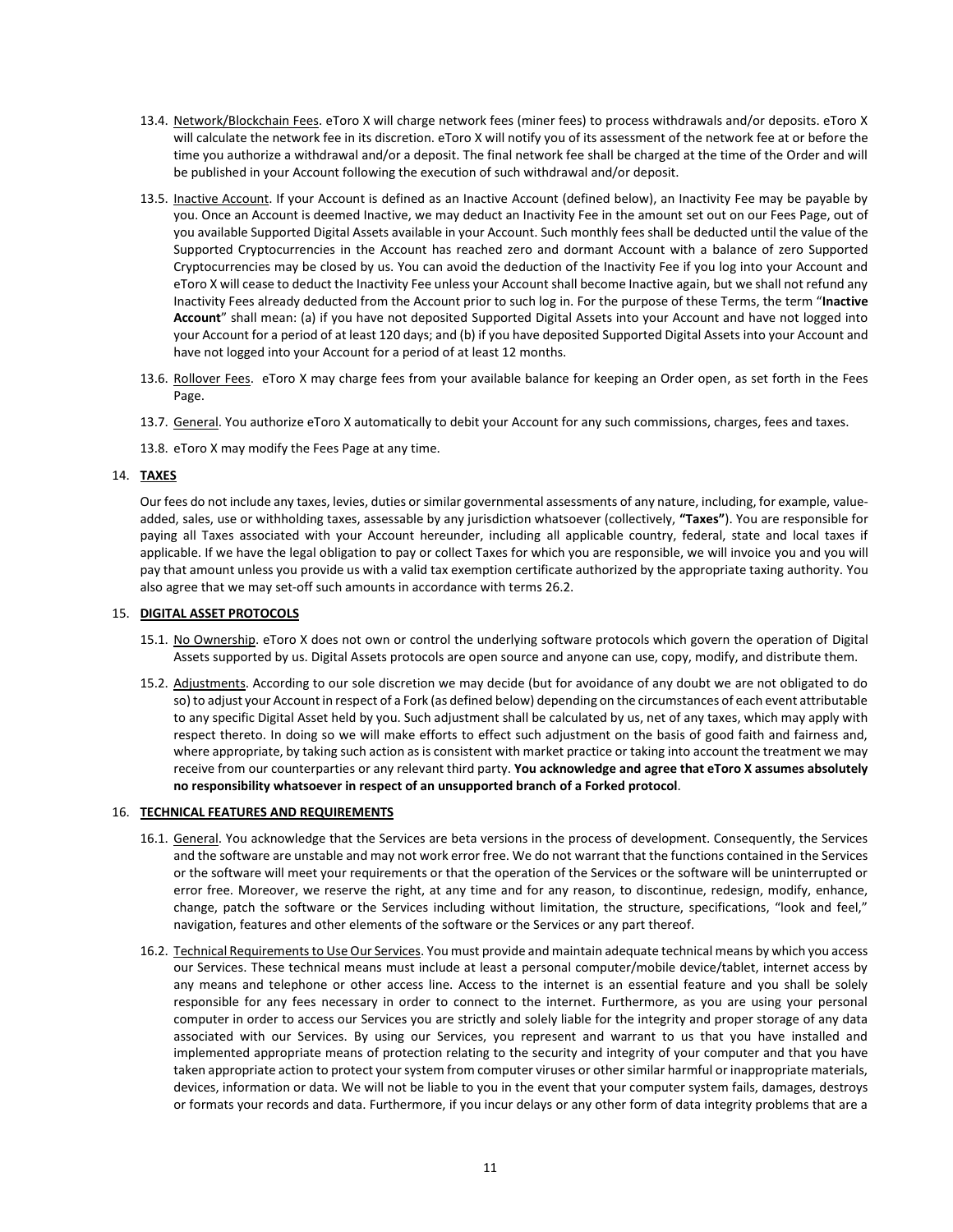13.4. Network/Blockchain Fees. eToro X will charge network fees (miner fees) to process withdrawals and/or deposits. eToro X will calculate the network fee in its discretion. eToro X will notify you of its assessment of the network fee at or before the time you authorize a withdrawal and/or a deposit. The final network fee shall be charged at the time of the Order and will be published in your Account following the execution of such withdrawal and/or deposit.

13.5. Inactive Account. If your Account is defined as an Inactive Account (defined below), an Inactivity Fee may be payable by you. Once an Account is deemed Inactive, we may deduct an Inactivity Fee in the amount set out on our Fees Page, out of you available Supported Digital Assets available in your Account. Such monthly fees shall be deducted until the value of the Supported Cryptocurrencies in the Account has reached zero and dormant Account with a balance of zero Supported Cryptocurrencies may be closed by us. You can avoid the deduction of the Inactivity Fee if you log into your Account and eToro X will cease to deduct the Inactivity Fee unless your Account shall become Inactive again, but we shall not refund any Inactivity Fees already deducted from the Account prior to such log in. For the purpose of these Terms, the term "**Inactive Account**" shall mean: (a) if you have not deposited Supported Digital Assets into your Account and have not logged into your Account for a period of at least 120 days; and (b) if you have deposited Supported Digital Assets into your Account and have not logged into your Account for a period of at least 12 months.

13.6. Rollover Fees. eToro X may charge fees from your available balance for keeping an Order open, as set forth in the Fees Page.

13.7. General. You authorize eToro X automatically to debit your Account for any such commissions, charges, fees and taxes.

13.8. eToro X may modify the Fees Page at any time.

## 14. TAXES

Our fees do not include any taxes, levies, duties or similar governmental assessments of any nature, including, for example, value-added, sales, use or withholding taxes, assessable by any jurisdiction whatsoever (collectively, **"Taxes"**). You are responsible for paying all Taxes associated with your Account hereunder, including all applicable country, federal, state and local taxes if applicable. If we have the legal obligation to pay or collect Taxes for which you are responsible, we will invoice you and you will pay that amount unless you provide us with a valid tax exemption certificate authorized by the appropriate taxing authority. You also agree that we may set-off such amounts in accordance with terms 26.2.

## 15. DIGITAL ASSET PROTOCOLS

15.1. No Ownership. eToro X does not own or control the underlying software protocols which govern the operation of Digital Assets supported by us. Digital Assets protocols are open source and anyone can use, copy, modify, and distribute them.

15.2. Adjustments. According to our sole discretion we may decide (but for avoidance of any doubt we are not obligated to do so) to adjust your Account in respect of a Fork (as defined below) depending on the circumstances of each event attributable to any specific Digital Asset held by you. Such adjustment shall be calculated by us, net of any taxes, which may apply with respect thereto. In doing so we will make efforts to effect such adjustment on the basis of good faith and fairness and, where appropriate, by taking such action as is consistent with market practice or taking into account the treatment we may receive from our counterparties or any relevant third party. **You acknowledge and agree that eToro X assumes absolutely no responsibility whatsoever in respect of an unsupported branch of a Forked protocol**.

## 16. TECHNICAL FEATURES AND REQUIREMENTS

16.1. General. You acknowledge that the Services are beta versions in the process of development. Consequently, the Services and the software are unstable and may not work error free. We do not warrant that the functions contained in the Services or the software will meet your requirements or that the operation of the Services or the software will be uninterrupted or error free. Moreover, we reserve the right, at any time and for any reason, to discontinue, redesign, modify, enhance, change, patch the software or the Services including without limitation, the structure, specifications, "look and feel," navigation, features and other elements of the software or the Services or any part thereof.

16.2. Technical Requirements to Use Our Services. You must provide and maintain adequate technical means by which you access our Services. These technical means must include at least a personal computer/mobile device/tablet, internet access by any means and telephone or other access line. Access to the internet is an essential feature and you shall be solely responsible for any fees necessary in order to connect to the internet. Furthermore, as you are using your personal computer in order to access our Services you are strictly and solely liable for the integrity and proper storage of any data associated with our Services. By using our Services, you represent and warrant to us that you have installed and implemented appropriate means of protection relating to the security and integrity of your computer and that you have taken appropriate action to protect your system from computer viruses or other similar harmful or inappropriate materials, devices, information or data. We will not be liable to you in the event that your computer system fails, damages, destroys or formats your records and data. Furthermore, if you incur delays or any other form of data integrity problems that are a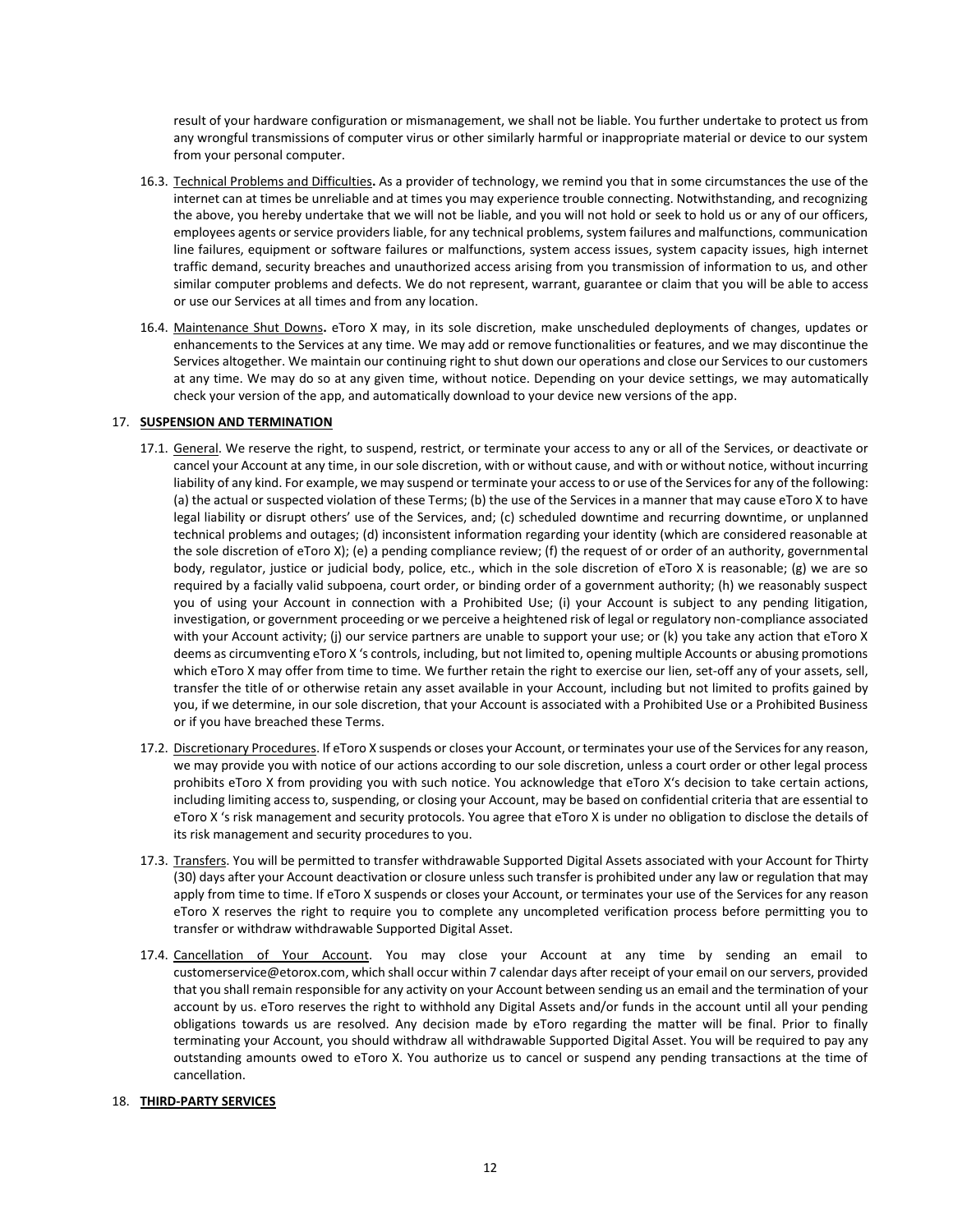result of your hardware configuration or mismanagement, we shall not be liable. You further undertake to protect us from any wrongful transmissions of computer virus or other similarly harmful or inappropriate material or device to our system from your personal computer.

16.3. Technical Problems and Difficulties**.** As a provider of technology, we remind you that in some circumstances the use of the internet can at times be unreliable and at times you may experience trouble connecting. Notwithstanding, and recognizing the above, you hereby undertake that we will not be liable, and you will not hold or seek to hold us or any of our officers, employees agents or service providers liable, for any technical problems, system failures and malfunctions, communication line failures, equipment or software failures or malfunctions, system access issues, system capacity issues, high internet traffic demand, security breaches and unauthorized access arising from you transmission of information to us, and other similar computer problems and defects. We do not represent, warrant, guarantee or claim that you will be able to access or use our Services at all times and from any location.

16.4. Maintenance Shut Downs**.** eToro X may, in its sole discretion, make unscheduled deployments of changes, updates or enhancements to the Services at any time. We may add or remove functionalities or features, and we may discontinue the Services altogether. We maintain our continuing right to shut down our operations and close our Services to our customers at any time. We may do so at any given time, without notice. Depending on your device settings, we may automatically check your version of the app, and automatically download to your device new versions of the app.

17. **SUSPENSION AND TERMINATION**

17.1. General. We reserve the right, to suspend, restrict, or terminate your access to any or all of the Services, or deactivate or cancel your Account at any time, in our sole discretion, with or without cause, and with or without notice, without incurring liability of any kind. For example, we may suspend or terminate your access to or use of the Services for any of the following: (a) the actual or suspected violation of these Terms; (b) the use of the Services in a manner that may cause eToro X to have legal liability or disrupt others' use of the Services, and; (c) scheduled downtime and recurring downtime, or unplanned technical problems and outages; (d) inconsistent information regarding your identity (which are considered reasonable at the sole discretion of eToro X); (e) a pending compliance review; (f) the request of or order of an authority, governmental body, regulator, justice or judicial body, police, etc., which in the sole discretion of eToro X is reasonable; (g) we are so required by a facially valid subpoena, court order, or binding order of a government authority; (h) we reasonably suspect you of using your Account in connection with a Prohibited Use; (i) your Account is subject to any pending litigation, investigation, or government proceeding or we perceive a heightened risk of legal or regulatory non-compliance associated with your Account activity; (j) our service partners are unable to support your use; or (k) you take any action that eToro X deems as circumventing eToro X 's controls, including, but not limited to, opening multiple Accounts or abusing promotions which eToro X may offer from time to time. We further retain the right to exercise our lien, set-off any of your assets, sell, transfer the title of or otherwise retain any asset available in your Account, including but not limited to profits gained by you, if we determine, in our sole discretion, that your Account is associated with a Prohibited Use or a Prohibited Business or if you have breached these Terms.

17.2. Discretionary Procedures. If eToro X suspends or closes your Account, or terminates your use of the Services for any reason, we may provide you with notice of our actions according to our sole discretion, unless a court order or other legal process prohibits eToro X from providing you with such notice. You acknowledge that eToro X's decision to take certain actions, including limiting access to, suspending, or closing your Account, may be based on confidential criteria that are essential to eToro X 's risk management and security protocols. You agree that eToro X is under no obligation to disclose the details of its risk management and security procedures to you.

17.3. Transfers. You will be permitted to transfer withdrawable Supported Digital Assets associated with your Account for Thirty (30) days after your Account deactivation or closure unless such transfer is prohibited under any law or regulation that may apply from time to time. If eToro X suspends or closes your Account, or terminates your use of the Services for any reason eToro X reserves the right to require you to complete any uncompleted verification process before permitting you to transfer or withdraw withdrawable Supported Digital Asset.

17.4. Cancellation of Your Account. You may close your Account at any time by sending an email to customerservice@etorox.com, which shall occur within 7 calendar days after receipt of your email on our servers, provided that you shall remain responsible for any activity on your Account between sending us an email and the termination of your account by us. eToro reserves the right to withhold any Digital Assets and/or funds in the account until all your pending obligations towards us are resolved. Any decision made by eToro regarding the matter will be final. Prior to finally terminating your Account, you should withdraw all withdrawable Supported Digital Asset. You will be required to pay any outstanding amounts owed to eToro X. You authorize us to cancel or suspend any pending transactions at the time of cancellation.

18. **THIRD-PARTY SERVICES**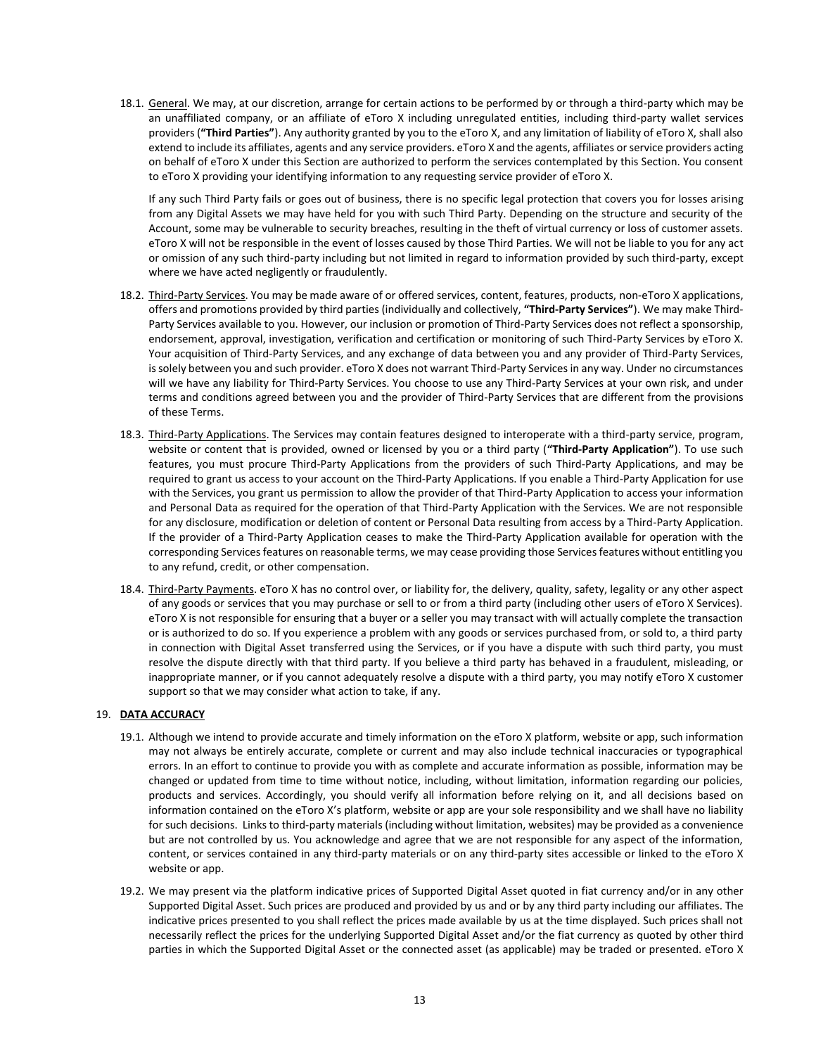18.1. <u>General</u>. We may, at our discretion, arrange for certain actions to be performed by or through a third-party which may be an unaffiliated company, or an affiliate of eToro X including unregulated entities, including third-party wallet services providers (**"Third Parties"**). Any authority granted by you to the eToro X, and any limitation of liability of eToro X, shall also extend to include its affiliates, agents and any service providers. eToro X and the agents, affiliates or service providers acting on behalf of eToro X under this Section are authorized to perform the services contemplated by this Section. You consent to eToro X providing your identifying information to any requesting service provider of eToro X.

If any such Third Party fails or goes out of business, there is no specific legal protection that covers you for losses arising from any Digital Assets we may have held for you with such Third Party. Depending on the structure and security of the Account, some may be vulnerable to security breaches, resulting in the theft of virtual currency or loss of customer assets. eToro X will not be responsible in the event of losses caused by those Third Parties. We will not be liable to you for any act or omission of any such third-party including but not limited in regard to information provided by such third-party, except where we have acted negligently or fraudulently.

18.2. <u>Third-Party Services</u>. You may be made aware of or offered services, content, features, products, non-eToro X applications, offers and promotions provided by third parties (individually and collectively, **"Third-Party Services"**). We may make Third-Party Services available to you. However, our inclusion or promotion of Third-Party Services does not reflect a sponsorship, endorsement, approval, investigation, verification and certification or monitoring of such Third-Party Services by eToro X. Your acquisition of Third-Party Services, and any exchange of data between you and any provider of Third-Party Services, is solely between you and such provider. eToro X does not warrant Third-Party Services in any way. Under no circumstances will we have any liability for Third-Party Services. You choose to use any Third-Party Services at your own risk, and under terms and conditions agreed between you and the provider of Third-Party Services that are different from the provisions of these Terms.

18.3. <u>Third-Party Applications</u>. The Services may contain features designed to interoperate with a third-party service, program, website or content that is provided, owned or licensed by you or a third party (**"Third-Party Application"**). To use such features, you must procure Third-Party Applications from the providers of such Third-Party Applications, and may be required to grant us access to your account on the Third-Party Applications. If you enable a Third-Party Application for use with the Services, you grant us permission to allow the provider of that Third-Party Application to access your information and Personal Data as required for the operation of that Third-Party Application with the Services. We are not responsible for any disclosure, modification or deletion of content or Personal Data resulting from access by a Third-Party Application. If the provider of a Third-Party Application ceases to make the Third-Party Application available for operation with the corresponding Services features on reasonable terms, we may cease providing those Services features without entitling you to any refund, credit, or other compensation.

18.4. <u>Third-Party Payments</u>. eToro X has no control over, or liability for, the delivery, quality, safety, legality or any other aspect of any goods or services that you may purchase or sell to or from a third party (including other users of eToro X Services). eToro X is not responsible for ensuring that a buyer or a seller you may transact with will actually complete the transaction or is authorized to do so. If you experience a problem with any goods or services purchased from, or sold to, a third party in connection with Digital Asset transferred using the Services, or if you have a dispute with such third party, you must resolve the dispute directly with that third party. If you believe a third party has behaved in a fraudulent, misleading, or inappropriate manner, or if you cannot adequately resolve a dispute with a third party, you may notify eToro X customer support so that we may consider what action to take, if any.

## 19. <u>DATA ACCURACY</u>

19.1. Although we intend to provide accurate and timely information on the eToro X platform, website or app, such information may not always be entirely accurate, complete or current and may also include technical inaccuracies or typographical errors. In an effort to continue to provide you with as complete and accurate information as possible, information may be changed or updated from time to time without notice, including, without limitation, information regarding our policies, products and services. Accordingly, you should verify all information before relying on it, and all decisions based on information contained on the eToro X's platform, website or app are your sole responsibility and we shall have no liability for such decisions. Links to third-party materials (including without limitation, websites) may be provided as a convenience but are not controlled by us. You acknowledge and agree that we are not responsible for any aspect of the information, content, or services contained in any third-party materials or on any third-party sites accessible or linked to the eToro X website or app.

19.2. We may present via the platform indicative prices of Supported Digital Asset quoted in fiat currency and/or in any other Supported Digital Asset. Such prices are produced and provided by us and or by any third party including our affiliates. The indicative prices presented to you shall reflect the prices made available by us at the time displayed. Such prices shall not necessarily reflect the prices for the underlying Supported Digital Asset and/or the fiat currency as quoted by other third parties in which the Supported Digital Asset or the connected asset (as applicable) may be traded or presented. eToro X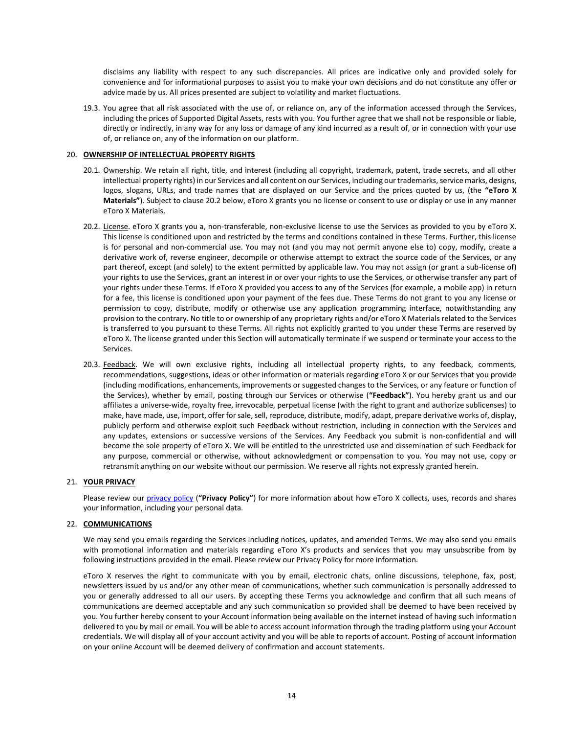disclaims any liability with respect to any such discrepancies. All prices are indicative only and provided solely for convenience and for informational purposes to assist you to make your own decisions and do not constitute any offer or advice made by us. All prices presented are subject to volatility and market fluctuations.

19.3. You agree that all risk associated with the use of, or reliance on, any of the information accessed through the Services, including the prices of Supported Digital Assets, rests with you. You further agree that we shall not be responsible or liable, directly or indirectly, in any way for any loss or damage of any kind incurred as a result of, or in connection with your use of, or reliance on, any of the information on our platform.

## 20. OWNERSHIP OF INTELLECTUAL PROPERTY RIGHTS

20.1. Ownership. We retain all right, title, and interest (including all copyright, trademark, patent, trade secrets, and all other intellectual property rights) in our Services and all content on our Services, including our trademarks, service marks, designs, logos, slogans, URLs, and trade names that are displayed on our Service and the prices quoted by us, (the **"eToro X Materials"**). Subject to clause 20.2 below, eToro X grants you no license or consent to use or display or use in any manner eToro X Materials.

20.2. License. eToro X grants you a, non-transferable, non-exclusive license to use the Services as provided to you by eToro X. This license is conditioned upon and restricted by the terms and conditions contained in these Terms. Further, this license is for personal and non-commercial use. You may not (and you may not permit anyone else to) copy, modify, create a derivative work of, reverse engineer, decompile or otherwise attempt to extract the source code of the Services, or any part thereof, except (and solely) to the extent permitted by applicable law. You may not assign (or grant a sub-license of) your rights to use the Services, grant an interest in or over your rights to use the Services, or otherwise transfer any part of your rights under these Terms. If eToro X provided you access to any of the Services (for example, a mobile app) in return for a fee, this license is conditioned upon your payment of the fees due. These Terms do not grant to you any license or permission to copy, distribute, modify or otherwise use any application programming interface, notwithstanding any provision to the contrary. No title to or ownership of any proprietary rights and/or eToro X Materials related to the Services is transferred to you pursuant to these Terms. All rights not explicitly granted to you under these Terms are reserved by eToro X. The license granted under this Section will automatically terminate if we suspend or terminate your access to the Services.

20.3. Feedback. We will own exclusive rights, including all intellectual property rights, to any feedback, comments, recommendations, suggestions, ideas or other information or materials regarding eToro X or our Services that you provide (including modifications, enhancements, improvements or suggested changes to the Services, or any feature or function of the Services), whether by email, posting through our Services or otherwise (**"Feedback"**). You hereby grant us and our affiliates a universe-wide, royalty free, irrevocable, perpetual license (with the right to grant and authorize sublicenses) to make, have made, use, import, offer for sale, sell, reproduce, distribute, modify, adapt, prepare derivative works of, display, publicly perform and otherwise exploit such Feedback without restriction, including in connection with the Services and any updates, extensions or successive versions of the Services. Any Feedback you submit is non-confidential and will become the sole property of eToro X. We will be entitled to the unrestricted use and dissemination of such Feedback for any purpose, commercial or otherwise, without acknowledgment or compensation to you. You may not use, copy or retransmit anything on our website without our permission. We reserve all rights not expressly granted herein.

## 21. YOUR PRIVACY

Please review our privacy policy (**"Privacy Policy"**) for more information about how eToro X collects, uses, records and shares your information, including your personal data.

## 22. COMMUNICATIONS

We may send you emails regarding the Services including notices, updates, and amended Terms. We may also send you emails with promotional information and materials regarding eToro X's products and services that you may unsubscribe from by following instructions provided in the email. Please review our Privacy Policy for more information.

eToro X reserves the right to communicate with you by email, electronic chats, online discussions, telephone, fax, post, newsletters issued by us and/or any other mean of communications, whether such communication is personally addressed to you or generally addressed to all our users. By accepting these Terms you acknowledge and confirm that all such means of communications are deemed acceptable and any such communication so provided shall be deemed to have been received by you. You further hereby consent to your Account information being available on the internet instead of having such information delivered to you by mail or email. You will be able to access account information through the trading platform using your Account credentials. We will display all of your account activity and you will be able to reports of account. Posting of account information on your online Account will be deemed delivery of confirmation and account statements.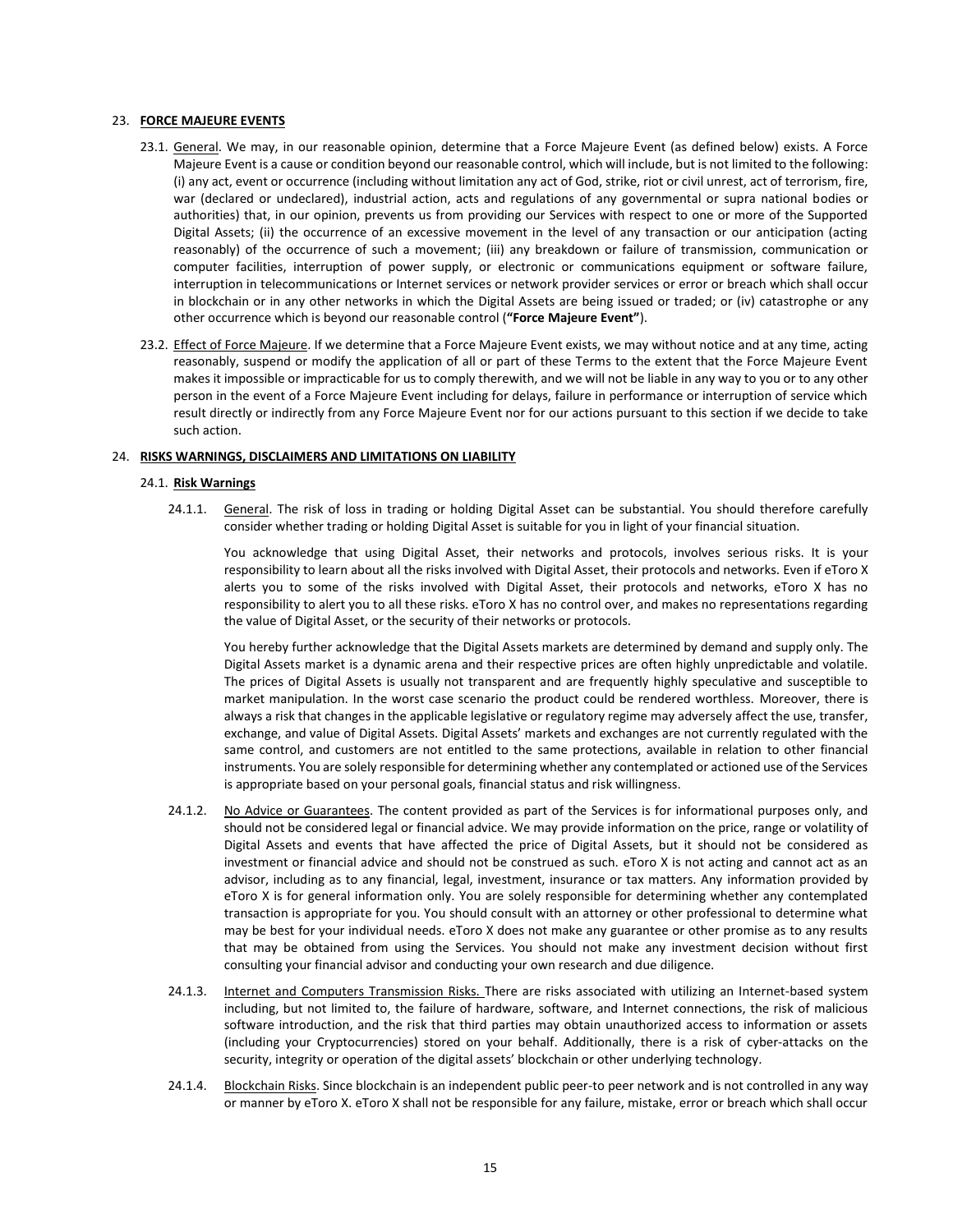## 23. <u>FORCE MAJEURE EVENTS</u>

23.1. <u>General</u>. We may, in our reasonable opinion, determine that a Force Majeure Event (as defined below) exists. A Force Majeure Event is a cause or condition beyond our reasonable control, which will include, but is not limited to the following: (i) any act, event or occurrence (including without limitation any act of God, strike, riot or civil unrest, act of terrorism, fire, war (declared or undeclared), industrial action, acts and regulations of any governmental or supra national bodies or authorities) that, in our opinion, prevents us from providing our Services with respect to one or more of the Supported Digital Assets; (ii) the occurrence of an excessive movement in the level of any transaction or our anticipation (acting reasonably) of the occurrence of such a movement; (iii) any breakdown or failure of transmission, communication or computer facilities, interruption of power supply, or electronic or communications equipment or software failure, interruption in telecommunications or Internet services or network provider services or error or breach which shall occur in blockchain or in any other networks in which the Digital Assets are being issued or traded; or (iv) catastrophe or any other occurrence which is beyond our reasonable control (**"Force Majeure Event"**).

23.2. <u>Effect of Force Majeure</u>. If we determine that a Force Majeure Event exists, we may without notice and at any time, acting reasonably, suspend or modify the application of all or part of these Terms to the extent that the Force Majeure Event makes it impossible or impracticable for us to comply therewith, and we will not be liable in any way to you or to any other person in the event of a Force Majeure Event including for delays, failure in performance or interruption of service which result directly or indirectly from any Force Majeure Event nor for our actions pursuant to this section if we decide to take such action.

## 24. <u>RISKS WARNINGS, DISCLAIMERS AND LIMITATIONS ON LIABILITY</u>

### 24.1. <u>Risk Warnings</u>

24.1.1. <u>General</u>. The risk of loss in trading or holding Digital Asset can be substantial. You should therefore carefully consider whether trading or holding Digital Asset is suitable for you in light of your financial situation.

You acknowledge that using Digital Asset, their networks and protocols, involves serious risks. It is your responsibility to learn about all the risks involved with Digital Asset, their protocols and networks. Even if eToro X alerts you to some of the risks involved with Digital Asset, their protocols and networks, eToro X has no responsibility to alert you to all these risks. eToro X has no control over, and makes no representations regarding the value of Digital Asset, or the security of their networks or protocols.

You hereby further acknowledge that the Digital Assets markets are determined by demand and supply only. The Digital Assets market is a dynamic arena and their respective prices are often highly unpredictable and volatile. The prices of Digital Assets is usually not transparent and are frequently highly speculative and susceptible to market manipulation. In the worst case scenario the product could be rendered worthless. Moreover, there is always a risk that changes in the applicable legislative or regulatory regime may adversely affect the use, transfer, exchange, and value of Digital Assets. Digital Assets' markets and exchanges are not currently regulated with the same control, and customers are not entitled to the same protections, available in relation to other financial instruments. You are solely responsible for determining whether any contemplated or actioned use of the Services is appropriate based on your personal goals, financial status and risk willingness.

24.1.2. <u>No Advice or Guarantees</u>. The content provided as part of the Services is for informational purposes only, and should not be considered legal or financial advice. We may provide information on the price, range or volatility of Digital Assets and events that have affected the price of Digital Assets, but it should not be considered as investment or financial advice and should not be construed as such. eToro X is not acting and cannot act as an advisor, including as to any financial, legal, investment, insurance or tax matters. Any information provided by eToro X is for general information only. You are solely responsible for determining whether any contemplated transaction is appropriate for you. You should consult with an attorney or other professional to determine what may be best for your individual needs. eToro X does not make any guarantee or other promise as to any results that may be obtained from using the Services. You should not make any investment decision without first consulting your financial advisor and conducting your own research and due diligence.

24.1.3. <u>Internet and Computers Transmission Risks.</u> There are risks associated with utilizing an Internet-based system including, but not limited to, the failure of hardware, software, and Internet connections, the risk of malicious software introduction, and the risk that third parties may obtain unauthorized access to information or assets (including your Cryptocurrencies) stored on your behalf. Additionally, there is a risk of cyber-attacks on the security, integrity or operation of the digital assets' blockchain or other underlying technology.

24.1.4. <u>Blockchain Risks</u>. Since blockchain is an independent public peer-to peer network and is not controlled in any way or manner by eToro X. eToro X shall not be responsible for any failure, mistake, error or breach which shall occur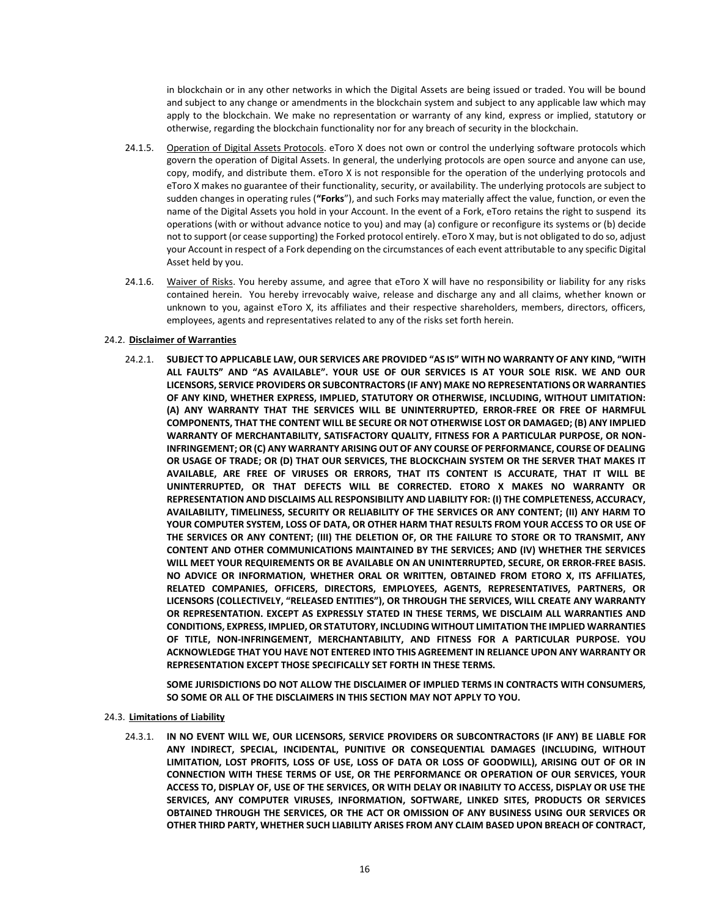in blockchain or in any other networks in which the Digital Assets are being issued or traded. You will be bound and subject to any change or amendments in the blockchain system and subject to any applicable law which may apply to the blockchain. We make no representation or warranty of any kind, express or implied, statutory or otherwise, regarding the blockchain functionality nor for any breach of security in the blockchain.

24.1.5. Operation of Digital Assets Protocols. eToro X does not own or control the underlying software protocols which govern the operation of Digital Assets. In general, the underlying protocols are open source and anyone can use, copy, modify, and distribute them. eToro X is not responsible for the operation of the underlying protocols and eToro X makes no guarantee of their functionality, security, or availability. The underlying protocols are subject to sudden changes in operating rules (**"Forks**"), and such Forks may materially affect the value, function, or even the name of the Digital Assets you hold in your Account. In the event of a Fork, eToro retains the right to suspend its operations (with or without advance notice to you) and may (a) configure or reconfigure its systems or (b) decide not to support (or cease supporting) the Forked protocol entirely. eToro X may, but is not obligated to do so, adjust your Account in respect of a Fork depending on the circumstances of each event attributable to any specific Digital Asset held by you.

24.1.6. Waiver of Risks. You hereby assume, and agree that eToro X will have no responsibility or liability for any risks contained herein. You hereby irrevocably waive, release and discharge any and all claims, whether known or unknown to you, against eToro X, its affiliates and their respective shareholders, members, directors, officers, employees, agents and representatives related to any of the risks set forth herein.

24.2. **Disclaimer of Warranties**

24.2.1. **SUBJECT TO APPLICABLE LAW, OUR SERVICES ARE PROVIDED "AS IS" WITH NO WARRANTY OF ANY KIND, "WITH ALL FAULTS" AND "AS AVAILABLE". YOUR USE OF OUR SERVICES IS AT YOUR SOLE RISK. WE AND OUR LICENSORS, SERVICE PROVIDERS OR SUBCONTRACTORS (IF ANY) MAKE NO REPRESENTATIONS OR WARRANTIES OF ANY KIND, WHETHER EXPRESS, IMPLIED, STATUTORY OR OTHERWISE, INCLUDING, WITHOUT LIMITATION: (A) ANY WARRANTY THAT THE SERVICES WILL BE UNINTERRUPTED, ERROR-FREE OR FREE OF HARMFUL COMPONENTS, THAT THE CONTENT WILL BE SECURE OR NOT OTHERWISE LOST OR DAMAGED; (B) ANY IMPLIED WARRANTY OF MERCHANTABILITY, SATISFACTORY QUALITY, FITNESS FOR A PARTICULAR PURPOSE, OR NON-INFRINGEMENT; OR (C) ANY WARRANTY ARISING OUT OF ANY COURSE OF PERFORMANCE, COURSE OF DEALING OR USAGE OF TRADE; OR (D) THAT OUR SERVICES, THE BLOCKCHAIN SYSTEM OR THE SERVER THAT MAKES IT AVAILABLE, ARE FREE OF VIRUSES OR ERRORS, THAT ITS CONTENT IS ACCURATE, THAT IT WILL BE UNINTERRUPTED, OR THAT DEFECTS WILL BE CORRECTED. ETORO X MAKES NO WARRANTY OR REPRESENTATION AND DISCLAIMS ALL RESPONSIBILITY AND LIABILITY FOR: (I) THE COMPLETENESS, ACCURACY, AVAILABILITY, TIMELINESS, SECURITY OR RELIABILITY OF THE SERVICES OR ANY CONTENT; (II) ANY HARM TO YOUR COMPUTER SYSTEM, LOSS OF DATA, OR OTHER HARM THAT RESULTS FROM YOUR ACCESS TO OR USE OF THE SERVICES OR ANY CONTENT; (III) THE DELETION OF, OR THE FAILURE TO STORE OR TO TRANSMIT, ANY CONTENT AND OTHER COMMUNICATIONS MAINTAINED BY THE SERVICES; AND (IV) WHETHER THE SERVICES WILL MEET YOUR REQUIREMENTS OR BE AVAILABLE ON AN UNINTERRUPTED, SECURE, OR ERROR-FREE BASIS. NO ADVICE OR INFORMATION, WHETHER ORAL OR WRITTEN, OBTAINED FROM ETORO X, ITS AFFILIATES, RELATED COMPANIES, OFFICERS, DIRECTORS, EMPLOYEES, AGENTS, REPRESENTATIVES, PARTNERS, OR LICENSORS (COLLECTIVELY, "RELEASED ENTITIES"), OR THROUGH THE SERVICES, WILL CREATE ANY WARRANTY OR REPRESENTATION. EXCEPT AS EXPRESSLY STATED IN THESE TERMS, WE DISCLAIM ALL WARRANTIES AND CONDITIONS, EXPRESS, IMPLIED, OR STATUTORY, INCLUDING WITHOUT LIMITATION THE IMPLIED WARRANTIES OF TITLE, NON-INFRINGEMENT, MERCHANTABILITY, AND FITNESS FOR A PARTICULAR PURPOSE. YOU ACKNOWLEDGE THAT YOU HAVE NOT ENTERED INTO THIS AGREEMENT IN RELIANCE UPON ANY WARRANTY OR REPRESENTATION EXCEPT THOSE SPECIFICALLY SET FORTH IN THESE TERMS.**

**SOME JURISDICTIONS DO NOT ALLOW THE DISCLAIMER OF IMPLIED TERMS IN CONTRACTS WITH CONSUMERS, SO SOME OR ALL OF THE DISCLAIMERS IN THIS SECTION MAY NOT APPLY TO YOU.**

24.3. **Limitations of Liability**

24.3.1. **IN NO EVENT WILL WE, OUR LICENSORS, SERVICE PROVIDERS OR SUBCONTRACTORS (IF ANY) BE LIABLE FOR ANY INDIRECT, SPECIAL, INCIDENTAL, PUNITIVE OR CONSEQUENTIAL DAMAGES (INCLUDING, WITHOUT LIMITATION, LOST PROFITS, LOSS OF USE, LOSS OF DATA OR LOSS OF GOODWILL), ARISING OUT OF OR IN CONNECTION WITH THESE TERMS OF USE, OR THE PERFORMANCE OR OPERATION OF OUR SERVICES, YOUR ACCESS TO, DISPLAY OF, USE OF THE SERVICES, OR WITH DELAY OR INABILITY TO ACCESS, DISPLAY OR USE THE SERVICES, ANY COMPUTER VIRUSES, INFORMATION, SOFTWARE, LINKED SITES, PRODUCTS OR SERVICES OBTAINED THROUGH THE SERVICES, OR THE ACT OR OMISSION OF ANY BUSINESS USING OUR SERVICES OR OTHER THIRD PARTY, WHETHER SUCH LIABILITY ARISES FROM ANY CLAIM BASED UPON BREACH OF CONTRACT,**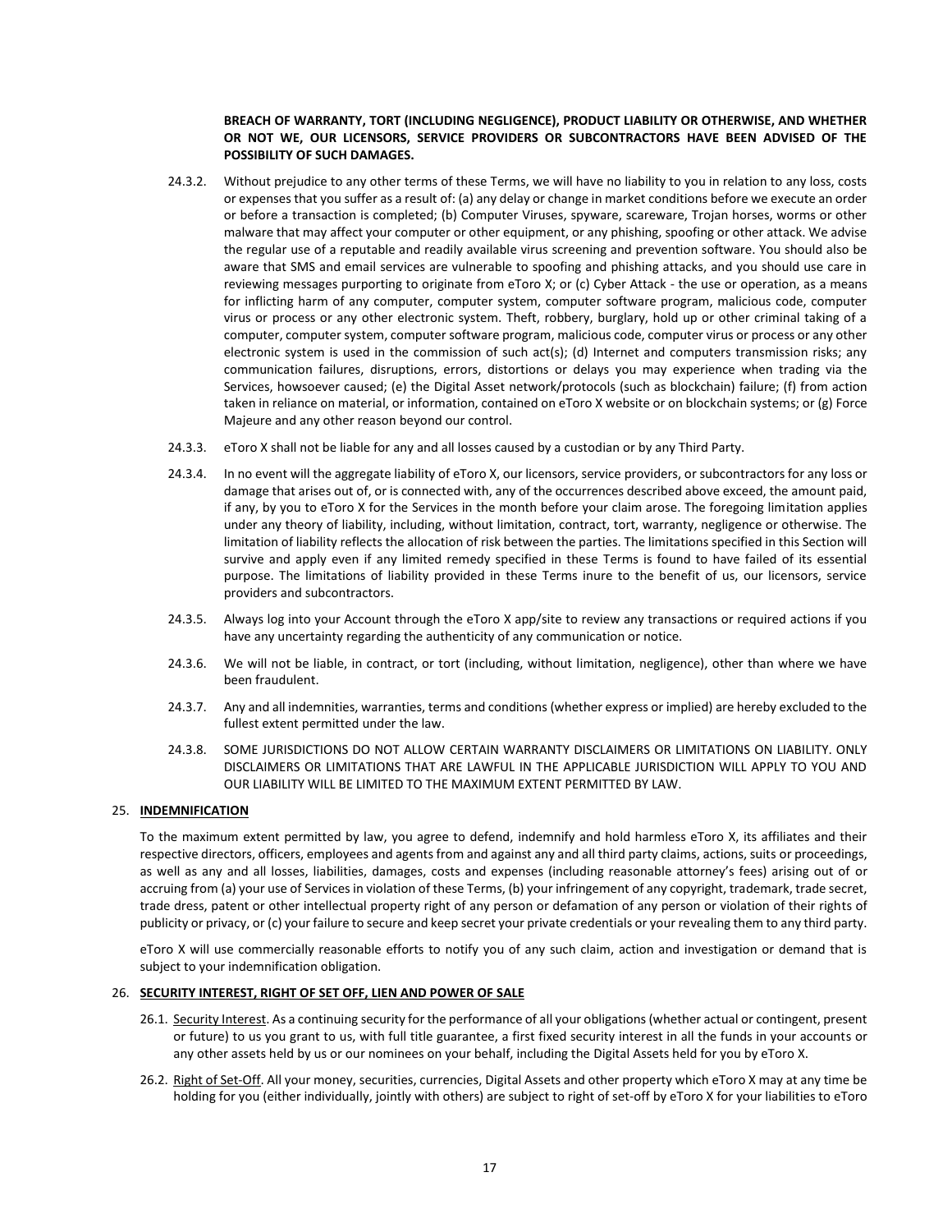**BREACH OF WARRANTY, TORT (INCLUDING NEGLIGENCE), PRODUCT LIABILITY OR OTHERWISE, AND WHETHER OR NOT WE, OUR LICENSORS, SERVICE PROVIDERS OR SUBCONTRACTORS HAVE BEEN ADVISED OF THE POSSIBILITY OF SUCH DAMAGES.**

24.3.2. Without prejudice to any other terms of these Terms, we will have no liability to you in relation to any loss, costs or expenses that you suffer as a result of: (a) any delay or change in market conditions before we execute an order or before a transaction is completed; (b) Computer Viruses, spyware, scareware, Trojan horses, worms or other malware that may affect your computer or other equipment, or any phishing, spoofing or other attack. We advise the regular use of a reputable and readily available virus screening and prevention software. You should also be aware that SMS and email services are vulnerable to spoofing and phishing attacks, and you should use care in reviewing messages purporting to originate from eToro X; or (c) Cyber Attack - the use or operation, as a means for inflicting harm of any computer, computer system, computer software program, malicious code, computer virus or process or any other electronic system. Theft, robbery, burglary, hold up or other criminal taking of a computer, computer system, computer software program, malicious code, computer virus or process or any other electronic system is used in the commission of such act(s); (d) Internet and computers transmission risks; any communication failures, disruptions, errors, distortions or delays you may experience when trading via the Services, howsoever caused; (e) the Digital Asset network/protocols (such as blockchain) failure; (f) from action taken in reliance on material, or information, contained on eToro X website or on blockchain systems; or (g) Force Majeure and any other reason beyond our control.

24.3.3. eToro X shall not be liable for any and all losses caused by a custodian or by any Third Party.

24.3.4. In no event will the aggregate liability of eToro X, our licensors, service providers, or subcontractors for any loss or damage that arises out of, or is connected with, any of the occurrences described above exceed, the amount paid, if any, by you to eToro X for the Services in the month before your claim arose. The foregoing limitation applies under any theory of liability, including, without limitation, contract, tort, warranty, negligence or otherwise. The limitation of liability reflects the allocation of risk between the parties. The limitations specified in this Section will survive and apply even if any limited remedy specified in these Terms is found to have failed of its essential purpose. The limitations of liability provided in these Terms inure to the benefit of us, our licensors, service providers and subcontractors.

24.3.5. Always log into your Account through the eToro X app/site to review any transactions or required actions if you have any uncertainty regarding the authenticity of any communication or notice.

24.3.6. We will not be liable, in contract, or tort (including, without limitation, negligence), other than where we have been fraudulent.

24.3.7. Any and all indemnities, warranties, terms and conditions (whether express or implied) are hereby excluded to the fullest extent permitted under the law.

24.3.8. SOME JURISDICTIONS DO NOT ALLOW CERTAIN WARRANTY DISCLAIMERS OR LIMITATIONS ON LIABILITY. ONLY DISCLAIMERS OR LIMITATIONS THAT ARE LAWFUL IN THE APPLICABLE JURISDICTION WILL APPLY TO YOU AND OUR LIABILITY WILL BE LIMITED TO THE MAXIMUM EXTENT PERMITTED BY LAW.

## 25. INDEMNIFICATION

To the maximum extent permitted by law, you agree to defend, indemnify and hold harmless eToro X, its affiliates and their respective directors, officers, employees and agents from and against any and all third party claims, actions, suits or proceedings, as well as any and all losses, liabilities, damages, costs and expenses (including reasonable attorney's fees) arising out of or accruing from (a) your use of Services in violation of these Terms, (b) your infringement of any copyright, trademark, trade secret, trade dress, patent or other intellectual property right of any person or defamation of any person or violation of their rights of publicity or privacy, or (c) your failure to secure and keep secret your private credentials or your revealing them to any third party.

eToro X will use commercially reasonable efforts to notify you of any such claim, action and investigation or demand that is subject to your indemnification obligation.

## 26. SECURITY INTEREST, RIGHT OF SET OFF, LIEN AND POWER OF SALE

26.1. Security Interest. As a continuing security for the performance of all your obligations (whether actual or contingent, present or future) to us you grant to us, with full title guarantee, a first fixed security interest in all the funds in your accounts or any other assets held by us or our nominees on your behalf, including the Digital Assets held for you by eToro X.

26.2. Right of Set-Off. All your money, securities, currencies, Digital Assets and other property which eToro X may at any time be holding for you (either individually, jointly with others) are subject to right of set-off by eToro X for your liabilities to eToro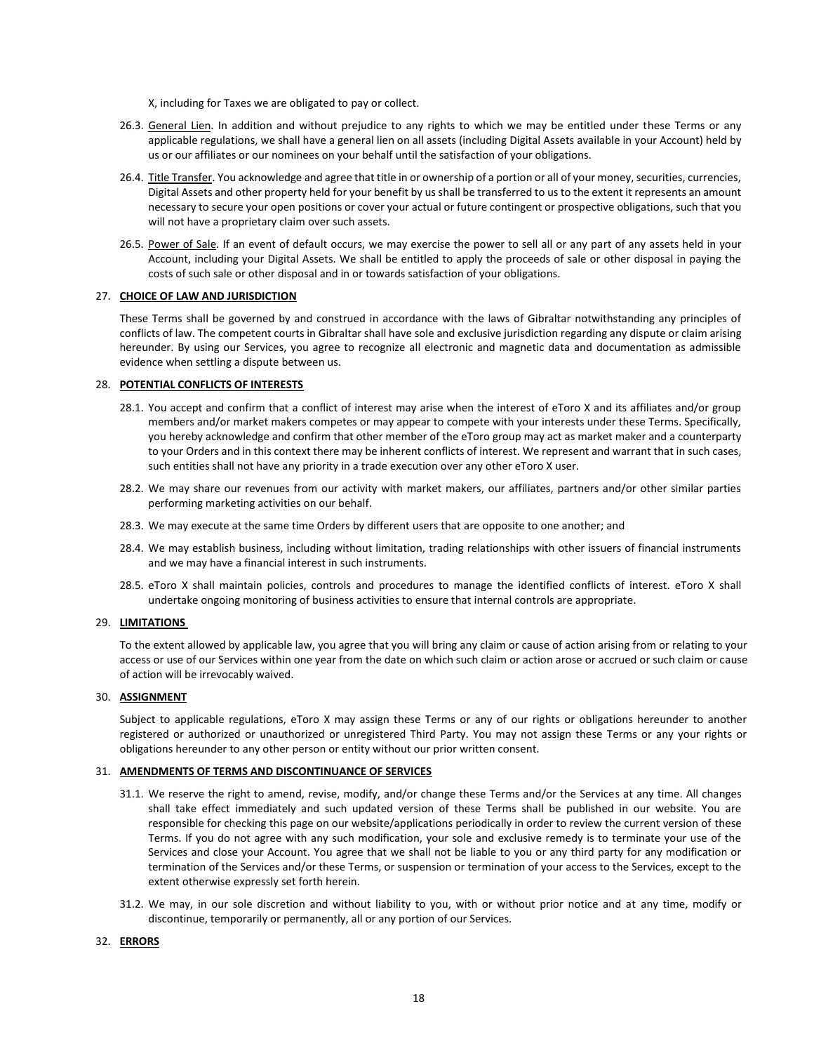X, including for Taxes we are obligated to pay or collect.

26.3. <u>General Lien</u>. In addition and without prejudice to any rights to which we may be entitled under these Terms or any applicable regulations, we shall have a general lien on all assets (including Digital Assets available in your Account) held by us or our affiliates or our nominees on your behalf until the satisfaction of your obligations.

26.4. <u>Title Transfer</u>. You acknowledge and agree that title in or ownership of a portion or all of your money, securities, currencies, Digital Assets and other property held for your benefit by us shall be transferred to us to the extent it represents an amount necessary to secure your open positions or cover your actual or future contingent or prospective obligations, such that you will not have a proprietary claim over such assets.

26.5. <u>Power of Sale</u>. If an event of default occurs, we may exercise the power to sell all or any part of any assets held in your Account, including your Digital Assets. We shall be entitled to apply the proceeds of sale or other disposal in paying the costs of such sale or other disposal and in or towards satisfaction of your obligations.

## 27. **CHOICE OF LAW AND JURISDICTION**

These Terms shall be governed by and construed in accordance with the laws of Gibraltar notwithstanding any principles of conflicts of law. The competent courts in Gibraltar shall have sole and exclusive jurisdiction regarding any dispute or claim arising hereunder. By using our Services, you agree to recognize all electronic and magnetic data and documentation as admissible evidence when settling a dispute between us.

## 28. **POTENTIAL CONFLICTS OF INTERESTS**

28.1. You accept and confirm that a conflict of interest may arise when the interest of eToro X and its affiliates and/or group members and/or market makers competes or may appear to compete with your interests under these Terms. Specifically, you hereby acknowledge and confirm that other member of the eToro group may act as market maker and a counterparty to your Orders and in this context there may be inherent conflicts of interest. We represent and warrant that in such cases, such entities shall not have any priority in a trade execution over any other eToro X user.

28.2. We may share our revenues from our activity with market makers, our affiliates, partners and/or other similar parties performing marketing activities on our behalf.

28.3. We may execute at the same time Orders by different users that are opposite to one another; and

28.4. We may establish business, including without limitation, trading relationships with other issuers of financial instruments and we may have a financial interest in such instruments.

28.5. eToro X shall maintain policies, controls and procedures to manage the identified conflicts of interest. eToro X shall undertake ongoing monitoring of business activities to ensure that internal controls are appropriate.

## 29. **LIMITATIONS**

To the extent allowed by applicable law, you agree that you will bring any claim or cause of action arising from or relating to your access or use of our Services within one year from the date on which such claim or action arose or accrued or such claim or cause of action will be irrevocably waived.

## 30. **ASSIGNMENT**

Subject to applicable regulations, eToro X may assign these Terms or any of our rights or obligations hereunder to another registered or authorized or unauthorized or unregistered Third Party. You may not assign these Terms or any your rights or obligations hereunder to any other person or entity without our prior written consent.

## 31. **AMENDMENTS OF TERMS AND DISCONTINUANCE OF SERVICES**

31.1. We reserve the right to amend, revise, modify, and/or change these Terms and/or the Services at any time. All changes shall take effect immediately and such updated version of these Terms shall be published in our website. You are responsible for checking this page on our website/applications periodically in order to review the current version of these Terms. If you do not agree with any such modification, your sole and exclusive remedy is to terminate your use of the Services and close your Account. You agree that we shall not be liable to you or any third party for any modification or termination of the Services and/or these Terms, or suspension or termination of your access to the Services, except to the extent otherwise expressly set forth herein.

31.2. We may, in our sole discretion and without liability to you, with or without prior notice and at any time, modify or discontinue, temporarily or permanently, all or any portion of our Services.

## 32. **ERRORS**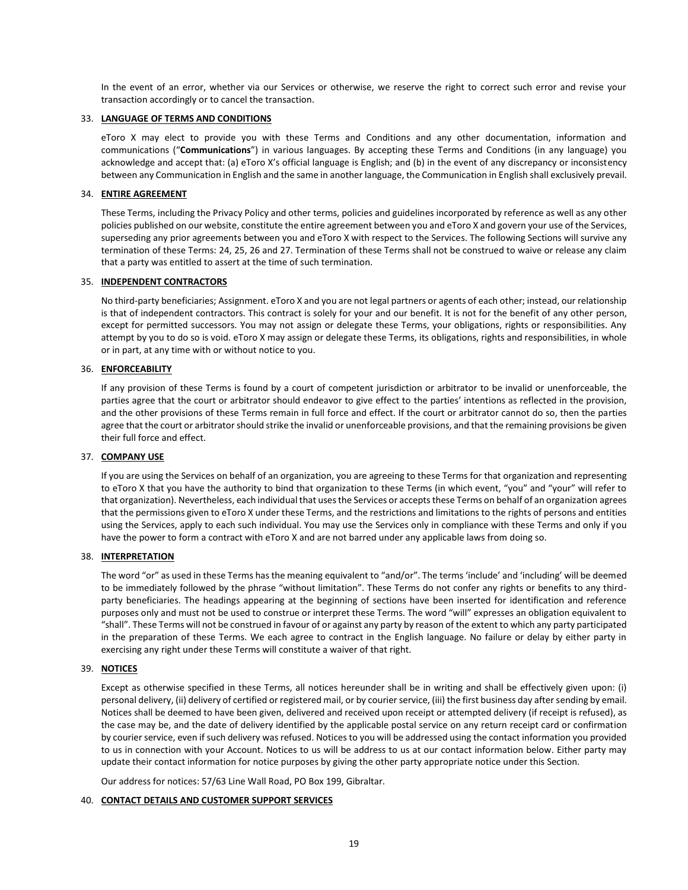In the event of an error, whether via our Services or otherwise, we reserve the right to correct such error and revise your transaction accordingly or to cancel the transaction.

## 33. LANGUAGE OF TERMS AND CONDITIONS

eToro X may elect to provide you with these Terms and Conditions and any other documentation, information and communications ("**Communications**") in various languages. By accepting these Terms and Conditions (in any language) you acknowledge and accept that: (a) eToro X's official language is English; and (b) in the event of any discrepancy or inconsistency between any Communication in English and the same in another language, the Communication in English shall exclusively prevail.

## 34. ENTIRE AGREEMENT

These Terms, including the Privacy Policy and other terms, policies and guidelines incorporated by reference as well as any other policies published on our website, constitute the entire agreement between you and eToro X and govern your use of the Services, superseding any prior agreements between you and eToro X with respect to the Services. The following Sections will survive any termination of these Terms: 24, 25, 26 and 27. Termination of these Terms shall not be construed to waive or release any claim that a party was entitled to assert at the time of such termination.

## 35. INDEPENDENT CONTRACTORS

No third-party beneficiaries; Assignment. eToro X and you are not legal partners or agents of each other; instead, our relationship is that of independent contractors. This contract is solely for your and our benefit. It is not for the benefit of any other person, except for permitted successors. You may not assign or delegate these Terms, your obligations, rights or responsibilities. Any attempt by you to do so is void. eToro X may assign or delegate these Terms, its obligations, rights and responsibilities, in whole or in part, at any time with or without notice to you.

## 36. ENFORCEABILITY

If any provision of these Terms is found by a court of competent jurisdiction or arbitrator to be invalid or unenforceable, the parties agree that the court or arbitrator should endeavor to give effect to the parties' intentions as reflected in the provision, and the other provisions of these Terms remain in full force and effect. If the court or arbitrator cannot do so, then the parties agree that the court or arbitrator should strike the invalid or unenforceable provisions, and that the remaining provisions be given their full force and effect.

## 37. COMPANY USE

If you are using the Services on behalf of an organization, you are agreeing to these Terms for that organization and representing to eToro X that you have the authority to bind that organization to these Terms (in which event, "you" and "your" will refer to that organization). Nevertheless, each individual that uses the Services or accepts these Terms on behalf of an organization agrees that the permissions given to eToro X under these Terms, and the restrictions and limitations to the rights of persons and entities using the Services, apply to each such individual. You may use the Services only in compliance with these Terms and only if you have the power to form a contract with eToro X and are not barred under any applicable laws from doing so.

## 38. INTERPRETATION

The word "or" as used in these Terms has the meaning equivalent to "and/or". The terms 'include' and 'including' will be deemed to be immediately followed by the phrase "without limitation". These Terms do not confer any rights or benefits to any third-party beneficiaries. The headings appearing at the beginning of sections have been inserted for identification and reference purposes only and must not be used to construe or interpret these Terms. The word "will" expresses an obligation equivalent to "shall". These Terms will not be construed in favour of or against any party by reason of the extent to which any party participated in the preparation of these Terms. We each agree to contract in the English language. No failure or delay by either party in exercising any right under these Terms will constitute a waiver of that right.

## 39. NOTICES

Except as otherwise specified in these Terms, all notices hereunder shall be in writing and shall be effectively given upon: (i) personal delivery, (ii) delivery of certified or registered mail, or by courier service, (iii) the first business day after sending by email. Notices shall be deemed to have been given, delivered and received upon receipt or attempted delivery (if receipt is refused), as the case may be, and the date of delivery identified by the applicable postal service on any return receipt card or confirmation by courier service, even if such delivery was refused. Notices to you will be addressed using the contact information you provided to us in connection with your Account. Notices to us will be address to us at our contact information below. Either party may update their contact information for notice purposes by giving the other party appropriate notice under this Section.

Our address for notices: 57/63 Line Wall Road, PO Box 199, Gibraltar.

## 40. CONTACT DETAILS AND CUSTOMER SUPPORT SERVICES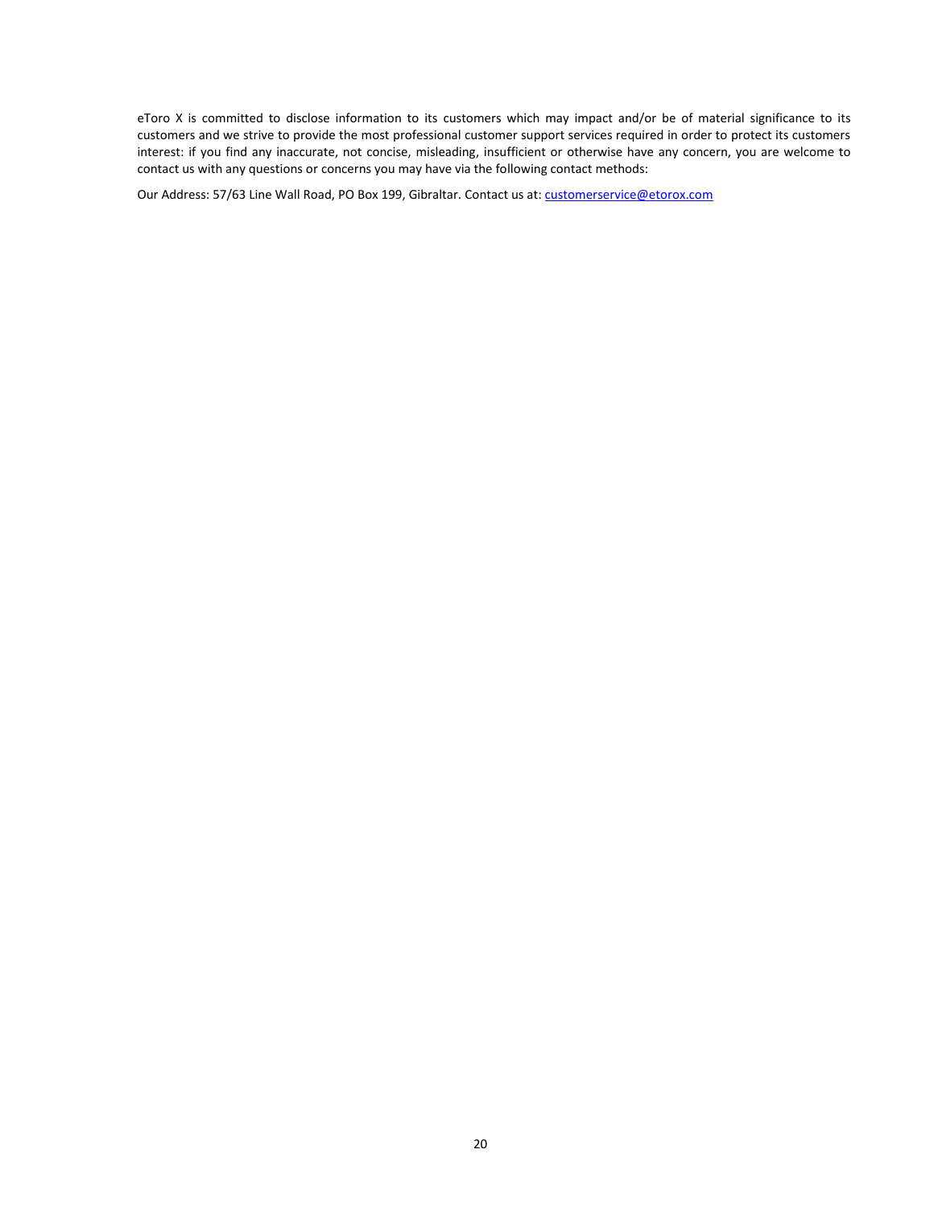eToro X is committed to disclose information to its customers which may impact and/or be of material significance to its customers and we strive to provide the most professional customer support services required in order to protect its customers interest: if you find any inaccurate, not concise, misleading, insufficient or otherwise have any concern, you are welcome to contact us with any questions or concerns you may have via the following contact methods:

Our Address: 57/63 Line Wall Road, PO Box 199, Gibraltar. Contact us at: customerservice@etorox.com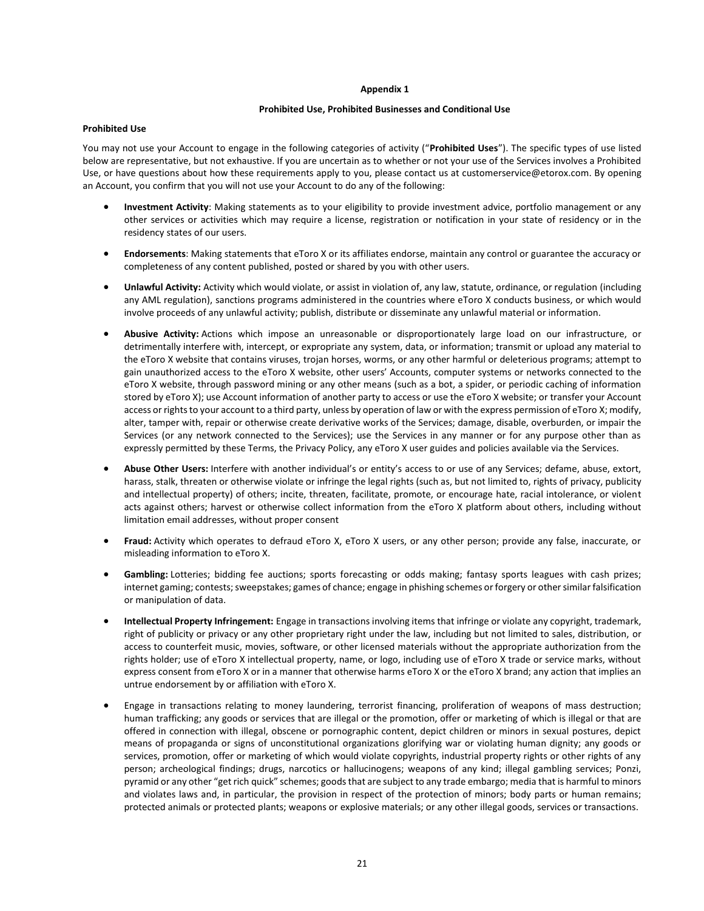**Appendix 1**

**Prohibited Use, Prohibited Businesses and Conditional Use**

**Prohibited Use**

You may not use your Account to engage in the following categories of activity ("**Prohibited Uses**"). The specific types of use listed below are representative, but not exhaustive. If you are uncertain as to whether or not your use of the Services involves a Prohibited Use, or have questions about how these requirements apply to you, please contact us at customerservice@etorox.com. By opening an Account, you confirm that you will not use your Account to do any of the following:

- **Investment Activity**: Making statements as to your eligibility to provide investment advice, portfolio management or any other services or activities which may require a license, registration or notification in your state of residency or in the residency states of our users.

- **Endorsements**: Making statements that eToro X or its affiliates endorse, maintain any control or guarantee the accuracy or completeness of any content published, posted or shared by you with other users.

- **Unlawful Activity:** Activity which would violate, or assist in violation of, any law, statute, ordinance, or regulation (including any AML regulation), sanctions programs administered in the countries where eToro X conducts business, or which would involve proceeds of any unlawful activity; publish, distribute or disseminate any unlawful material or information.

- **Abusive Activity:** Actions which impose an unreasonable or disproportionately large load on our infrastructure, or detrimentally interfere with, intercept, or expropriate any system, data, or information; transmit or upload any material to the eToro X website that contains viruses, trojan horses, worms, or any other harmful or deleterious programs; attempt to gain unauthorized access to the eToro X website, other users' Accounts, computer systems or networks connected to the eToro X website, through password mining or any other means (such as a bot, a spider, or periodic caching of information stored by eToro X); use Account information of another party to access or use the eToro X website; or transfer your Account access or rights to your account to a third party, unless by operation of law or with the express permission of eToro X; modify, alter, tamper with, repair or otherwise create derivative works of the Services; damage, disable, overburden, or impair the Services (or any network connected to the Services); use the Services in any manner or for any purpose other than as expressly permitted by these Terms, the Privacy Policy, any eToro X user guides and policies available via the Services.

- **Abuse Other Users:** Interfere with another individual's or entity's access to or use of any Services; defame, abuse, extort, harass, stalk, threaten or otherwise violate or infringe the legal rights (such as, but not limited to, rights of privacy, publicity and intellectual property) of others; incite, threaten, facilitate, promote, or encourage hate, racial intolerance, or violent acts against others; harvest or otherwise collect information from the eToro X platform about others, including without limitation email addresses, without proper consent

- **Fraud:** Activity which operates to defraud eToro X, eToro X users, or any other person; provide any false, inaccurate, or misleading information to eToro X.

- **Gambling:** Lotteries; bidding fee auctions; sports forecasting or odds making; fantasy sports leagues with cash prizes; internet gaming; contests; sweepstakes; games of chance; engage in phishing schemes or forgery or other similar falsification or manipulation of data.

- **Intellectual Property Infringement:** Engage in transactions involving items that infringe or violate any copyright, trademark, right of publicity or privacy or any other proprietary right under the law, including but not limited to sales, distribution, or access to counterfeit music, movies, software, or other licensed materials without the appropriate authorization from the rights holder; use of eToro X intellectual property, name, or logo, including use of eToro X trade or service marks, without express consent from eToro X or in a manner that otherwise harms eToro X or the eToro X brand; any action that implies an untrue endorsement by or affiliation with eToro X.

- Engage in transactions relating to money laundering, terrorist financing, proliferation of weapons of mass destruction; human trafficking; any goods or services that are illegal or the promotion, offer or marketing of which is illegal or that are offered in connection with illegal, obscene or pornographic content, depict children or minors in sexual postures, depict means of propaganda or signs of unconstitutional organizations glorifying war or violating human dignity; any goods or services, promotion, offer or marketing of which would violate copyrights, industrial property rights or other rights of any person; archeological findings; drugs, narcotics or hallucinogens; weapons of any kind; illegal gambling services; Ponzi, pyramid or any other "get rich quick" schemes; goods that are subject to any trade embargo; media that is harmful to minors and violates laws and, in particular, the provision in respect of the protection of minors; body parts or human remains; protected animals or protected plants; weapons or explosive materials; or any other illegal goods, services or transactions.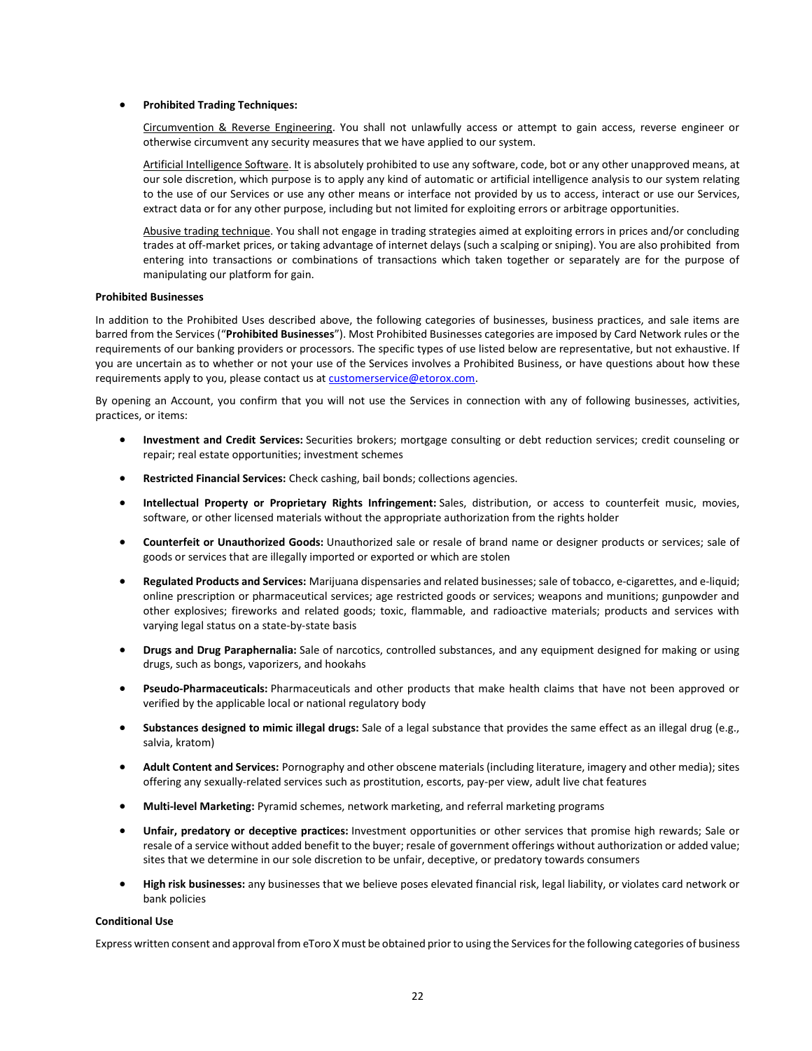- **Prohibited Trading Techniques:**

  Circumvention & Reverse Engineering. You shall not unlawfully access or attempt to gain access, reverse engineer or otherwise circumvent any security measures that we have applied to our system.

  Artificial Intelligence Software. It is absolutely prohibited to use any software, code, bot or any other unapproved means, at our sole discretion, which purpose is to apply any kind of automatic or artificial intelligence analysis to our system relating to the use of our Services or use any other means or interface not provided by us to access, interact or use our Services, extract data or for any other purpose, including but not limited for exploiting errors or arbitrage opportunities.

  Abusive trading technique. You shall not engage in trading strategies aimed at exploiting errors in prices and/or concluding trades at off-market prices, or taking advantage of internet delays (such a scalping or sniping). You are also prohibited from entering into transactions or combinations of transactions which taken together or separately are for the purpose of manipulating our platform for gain.

**Prohibited Businesses**

In addition to the Prohibited Uses described above, the following categories of businesses, business practices, and sale items are barred from the Services ("**Prohibited Businesses**"). Most Prohibited Businesses categories are imposed by Card Network rules or the requirements of our banking providers or processors. The specific types of use listed below are representative, but not exhaustive. If you are uncertain as to whether or not your use of the Services involves a Prohibited Business, or have questions about how these requirements apply to you, please contact us at customerservice@etorox.com.

By opening an Account, you confirm that you will not use the Services in connection with any of following businesses, activities, practices, or items:

- **Investment and Credit Services:** Securities brokers; mortgage consulting or debt reduction services; credit counseling or repair; real estate opportunities; investment schemes
- **Restricted Financial Services:** Check cashing, bail bonds; collections agencies.
- **Intellectual Property or Proprietary Rights Infringement:** Sales, distribution, or access to counterfeit music, movies, software, or other licensed materials without the appropriate authorization from the rights holder
- **Counterfeit or Unauthorized Goods:** Unauthorized sale or resale of brand name or designer products or services; sale of goods or services that are illegally imported or exported or which are stolen
- **Regulated Products and Services:** Marijuana dispensaries and related businesses; sale of tobacco, e-cigarettes, and e-liquid; online prescription or pharmaceutical services; age restricted goods or services; weapons and munitions; gunpowder and other explosives; fireworks and related goods; toxic, flammable, and radioactive materials; products and services with varying legal status on a state-by-state basis
- **Drugs and Drug Paraphernalia:** Sale of narcotics, controlled substances, and any equipment designed for making or using drugs, such as bongs, vaporizers, and hookahs
- **Pseudo-Pharmaceuticals:** Pharmaceuticals and other products that make health claims that have not been approved or verified by the applicable local or national regulatory body
- **Substances designed to mimic illegal drugs:** Sale of a legal substance that provides the same effect as an illegal drug (e.g., salvia, kratom)
- **Adult Content and Services:** Pornography and other obscene materials (including literature, imagery and other media); sites offering any sexually-related services such as prostitution, escorts, pay-per view, adult live chat features
- **Multi-level Marketing:** Pyramid schemes, network marketing, and referral marketing programs
- **Unfair, predatory or deceptive practices:** Investment opportunities or other services that promise high rewards; Sale or resale of a service without added benefit to the buyer; resale of government offerings without authorization or added value; sites that we determine in our sole discretion to be unfair, deceptive, or predatory towards consumers
- **High risk businesses:** any businesses that we believe poses elevated financial risk, legal liability, or violates card network or bank policies

**Conditional Use**

Express written consent and approval from eToro X must be obtained prior to using the Services for the following categories of business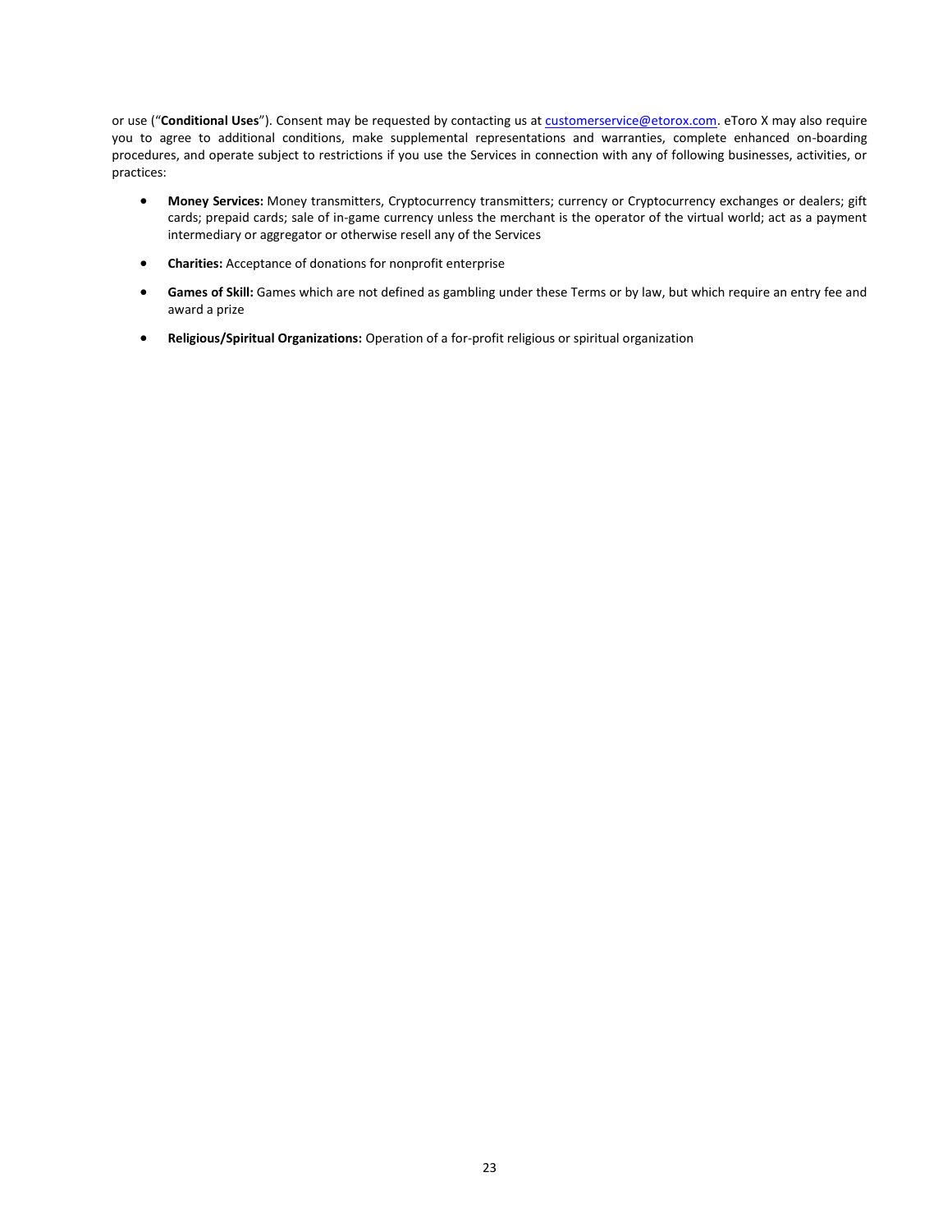or use ("**Conditional Uses**"). Consent may be requested by contacting us at customerservice@etorox.com. eToro X may also require you to agree to additional conditions, make supplemental representations and warranties, complete enhanced on-boarding procedures, and operate subject to restrictions if you use the Services in connection with any of following businesses, activities, or practices:

- **Money Services:** Money transmitters, Cryptocurrency transmitters; currency or Cryptocurrency exchanges or dealers; gift cards; prepaid cards; sale of in-game currency unless the merchant is the operator of the virtual world; act as a payment intermediary or aggregator or otherwise resell any of the Services
- **Charities:** Acceptance of donations for nonprofit enterprise
- **Games of Skill:** Games which are not defined as gambling under these Terms or by law, but which require an entry fee and award a prize
- **Religious/Spiritual Organizations:** Operation of a for-profit religious or spiritual organization